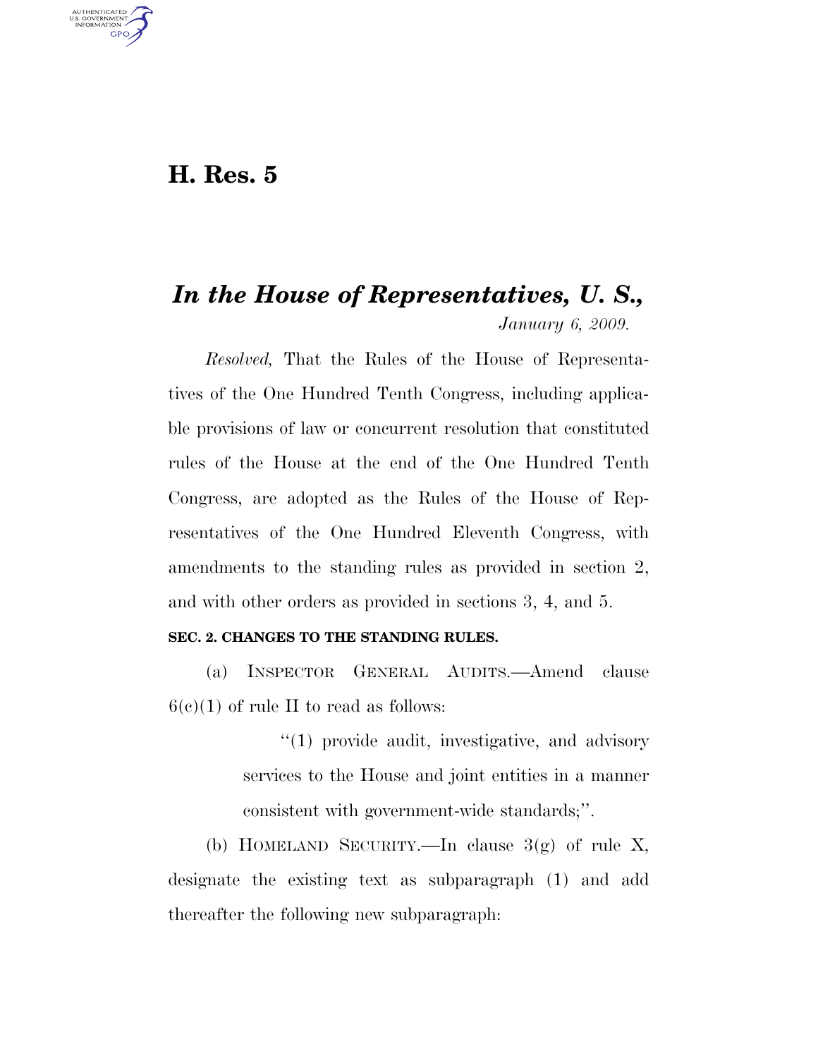# H. Res. 5

## *In the House of Representatives, U. S.,*

*January 6, 2009.*

*Resolved,* That the Rules of the House of Representatives of the One Hundred Tenth Congress, including applicable provisions of law or concurrent resolution that constituted rules of the House at the end of the One Hundred Tenth Congress, are adopted as the Rules of the House of Representatives of the One Hundred Eleventh Congress, with amendments to the standing rules as provided in section 2, and with other orders as provided in sections 3, 4, and 5.

**SEC. 2. CHANGES TO THE STANDING RULES.**

(a) INSPECTOR GENERAL AUDITS.—Amend clause 6(c)(1) of rule II to read as follows:

> ''(1) provide audit, investigative, and advisory services to the House and joint entities in a manner consistent with government-wide standards;''.

(b) HOMELAND SECURITY.—In clause 3(g) of rule X, designate the existing text as subparagraph (1) and add thereafter the following new subparagraph: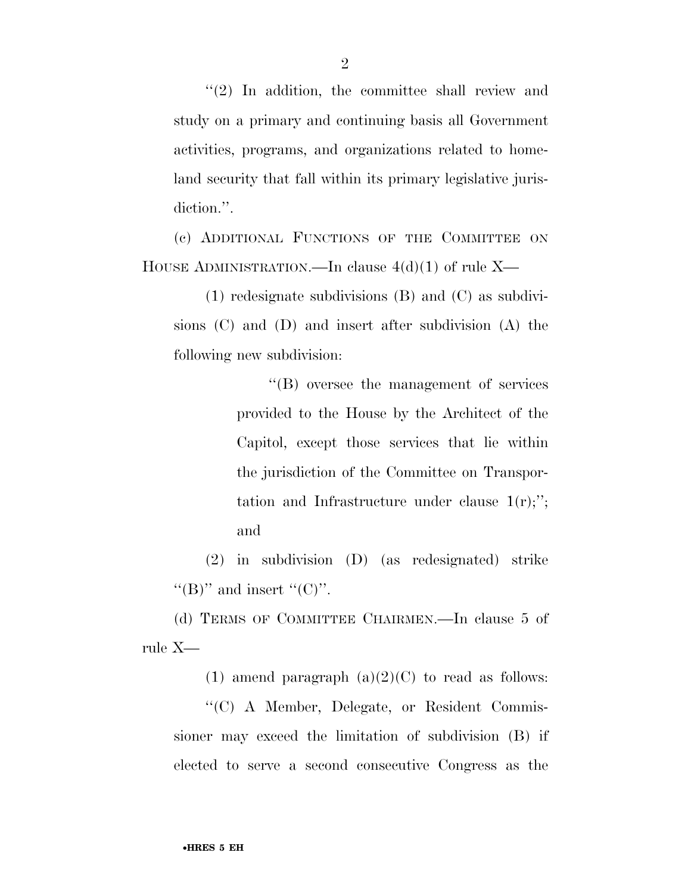''(2) In addition, the committee shall review and study on a primary and continuing basis all Government activities, programs, and organizations related to homeland security that fall within its primary legislative jurisdiction.''.

(c) ADDITIONAL FUNCTIONS OF THE COMMITTEE ON HOUSE ADMINISTRATION.—In clause 4(d)(1) of rule X—

(1) redesignate subdivisions (B) and (C) as subdivisions (C) and (D) and insert after subdivision (A) the following new subdivision:

''(B) oversee the management of services provided to the House by the Architect of the Capitol, except those services that lie within the jurisdiction of the Committee on Transportation and Infrastructure under clause 1(r);''; and

(2) in subdivision (D) (as redesignated) strike ''(B)'' and insert ''(C)''.

(d) TERMS OF COMMITTEE CHAIRMEN.—In clause 5 of rule X—

(1) amend paragraph (a)(2)(C) to read as follows:

''(C) A Member, Delegate, or Resident Commissioner may exceed the limitation of subdivision (B) if elected to serve a second consecutive Congress as the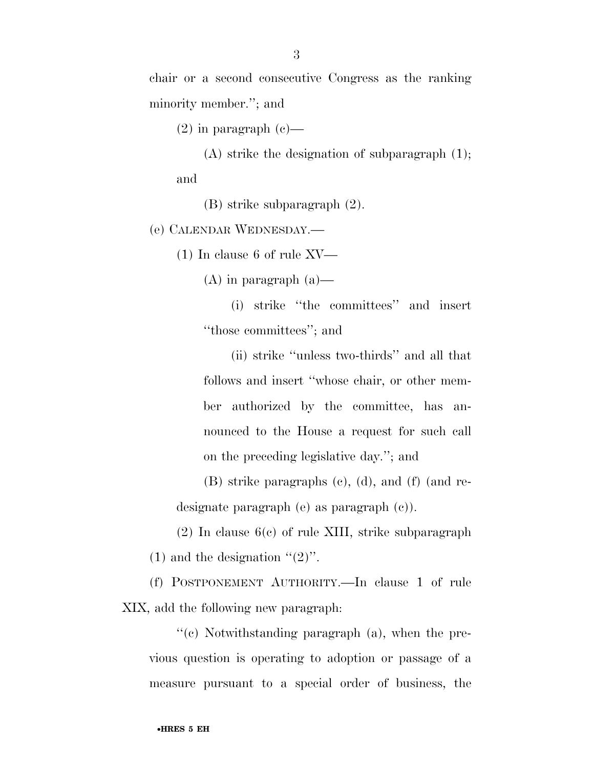chair or a second consecutive Congress as the ranking minority member.''; and

(2) in paragraph (c)—

(A) strike the designation of subparagraph (1); and

(B) strike subparagraph (2).

(e) CALENDAR WEDNESDAY.—

(1) In clause 6 of rule XV—

(A) in paragraph (a)—

(i) strike ''the committees'' and insert ''those committees''; and

(ii) strike ''unless two-thirds'' and all that follows and insert ''whose chair, or other member authorized by the committee, has announced to the House a request for such call on the preceding legislative day.''; and

(B) strike paragraphs (c), (d), and (f) (and redesignate paragraph (e) as paragraph (c)).

(2) In clause 6(c) of rule XIII, strike subparagraph (1) and the designation ''(2)''.

(f) POSTPONEMENT AUTHORITY.—In clause 1 of rule XIX, add the following new paragraph:

''(c) Notwithstanding paragraph (a), when the previous question is operating to adoption or passage of a measure pursuant to a special order of business, the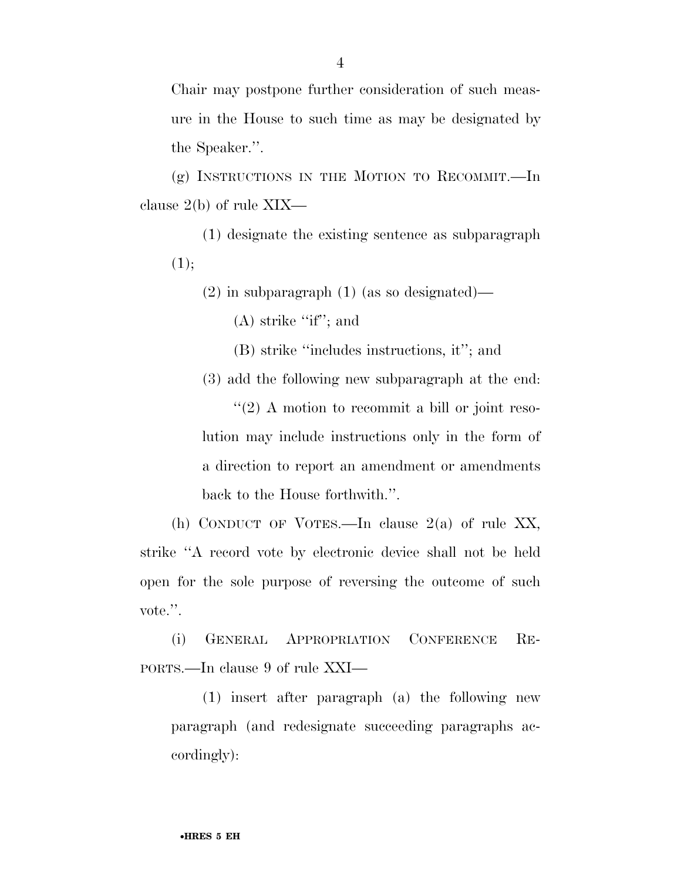Chair may postpone further consideration of such measure in the House to such time as may be designated by the Speaker.''.

(g) INSTRUCTIONS IN THE MOTION TO RECOMMIT.—In clause 2(b) of rule XIX—

(1) designate the existing sentence as subparagraph (1);

(2) in subparagraph (1) (as so designated)—

(A) strike ''if''; and

(B) strike ''includes instructions, it''; and

(3) add the following new subparagraph at the end:

''(2) A motion to recommit a bill or joint resolution may include instructions only in the form of a direction to report an amendment or amendments back to the House forthwith.''.

(h) CONDUCT OF VOTES.—In clause 2(a) of rule XX, strike ''A record vote by electronic device shall not be held open for the sole purpose of reversing the outcome of such vote.''.

(i) GENERAL APPROPRIATION CONFERENCE REPORTS.—In clause 9 of rule XXI—

(1) insert after paragraph (a) the following new paragraph (and redesignate succeeding paragraphs accordingly):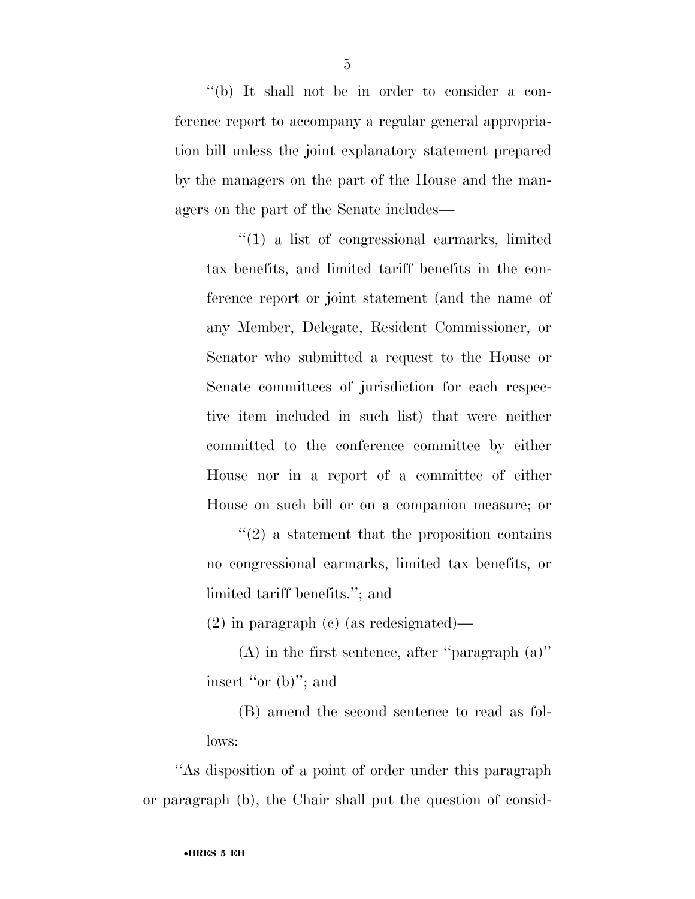''(b) It shall not be in order to consider a conference report to accompany a regular general appropriation bill unless the joint explanatory statement prepared by the managers on the part of the House and the managers on the part of the Senate includes—

''(1) a list of congressional earmarks, limited tax benefits, and limited tariff benefits in the conference report or joint statement (and the name of any Member, Delegate, Resident Commissioner, or Senator who submitted a request to the House or Senate committees of jurisdiction for each respective item included in such list) that were neither committed to the conference committee by either House nor in a report of a committee of either House on such bill or on a companion measure; or

''(2) a statement that the proposition contains no congressional earmarks, limited tax benefits, or limited tariff benefits.''; and

(2) in paragraph (c) (as redesignated)—

(A) in the first sentence, after ''paragraph (a)'' insert ''or (b)''; and

(B) amend the second sentence to read as follows:

''As disposition of a point of order under this paragraph or paragraph (b), the Chair shall put the question of consid-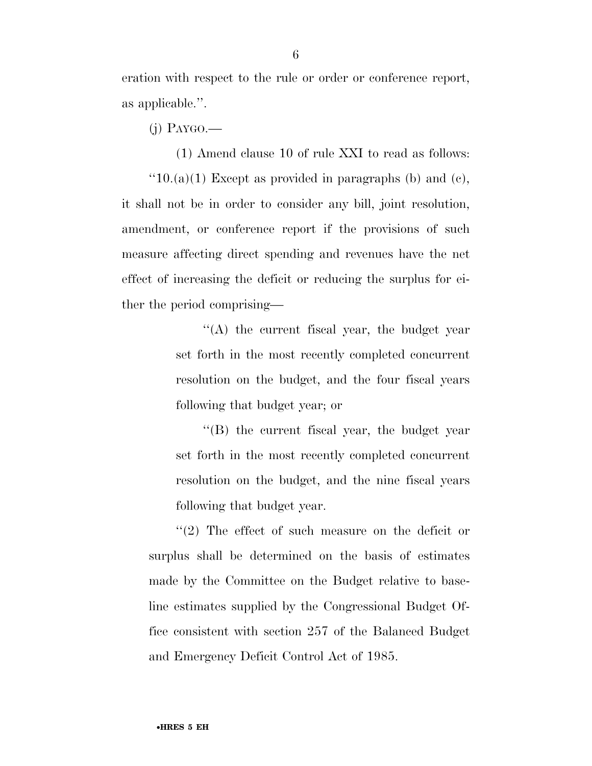eration with respect to the rule or order or conference report, as applicable.''.

(j) PAYGO.—

(1) Amend clause 10 of rule XXI to read as follows:

''10.(a)(1) Except as provided in paragraphs (b) and (c), it shall not be in order to consider any bill, joint resolution, amendment, or conference report if the provisions of such measure affecting direct spending and revenues have the net effect of increasing the deficit or reducing the surplus for either the period comprising—

''(A) the current fiscal year, the budget year set forth in the most recently completed concurrent resolution on the budget, and the four fiscal years following that budget year; or

''(B) the current fiscal year, the budget year set forth in the most recently completed concurrent resolution on the budget, and the nine fiscal years following that budget year.

''(2) The effect of such measure on the deficit or surplus shall be determined on the basis of estimates made by the Committee on the Budget relative to baseline estimates supplied by the Congressional Budget Office consistent with section 257 of the Balanced Budget and Emergency Deficit Control Act of 1985.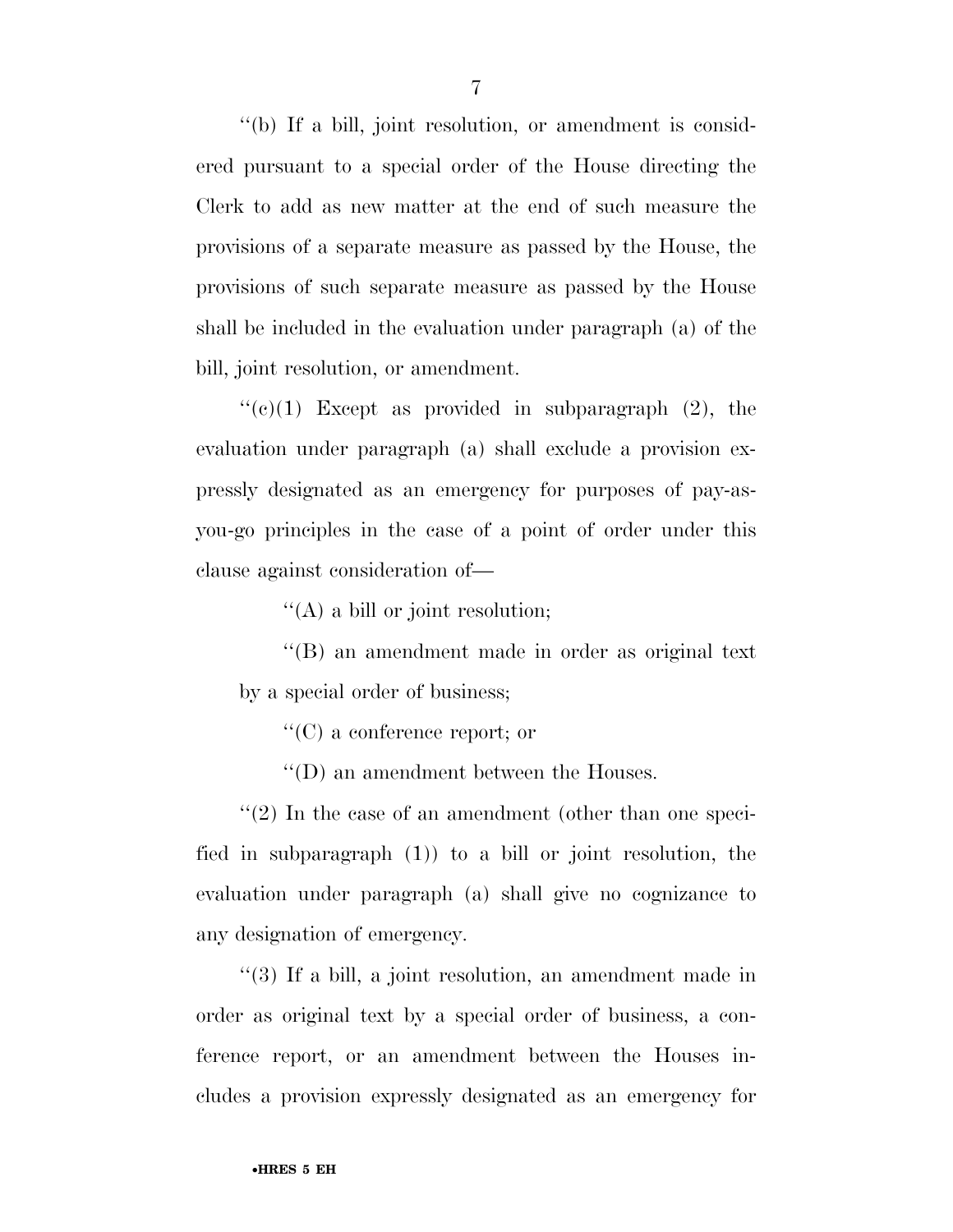''(b) If a bill, joint resolution, or amendment is considered pursuant to a special order of the House directing the Clerk to add as new matter at the end of such measure the provisions of a separate measure as passed by the House, the provisions of such separate measure as passed by the House shall be included in the evaluation under paragraph (a) of the bill, joint resolution, or amendment.

''(c)(1) Except as provided in subparagraph (2), the evaluation under paragraph (a) shall exclude a provision expressly designated as an emergency for purposes of pay-as-you-go principles in the case of a point of order under this clause against consideration of—

''(A) a bill or joint resolution;

''(B) an amendment made in order as original text by a special order of business;

''(C) a conference report; or

''(D) an amendment between the Houses.

''(2) In the case of an amendment (other than one specified in subparagraph (1)) to a bill or joint resolution, the evaluation under paragraph (a) shall give no cognizance to any designation of emergency.

''(3) If a bill, a joint resolution, an amendment made in order as original text by a special order of business, a conference report, or an amendment between the Houses includes a provision expressly designated as an emergency for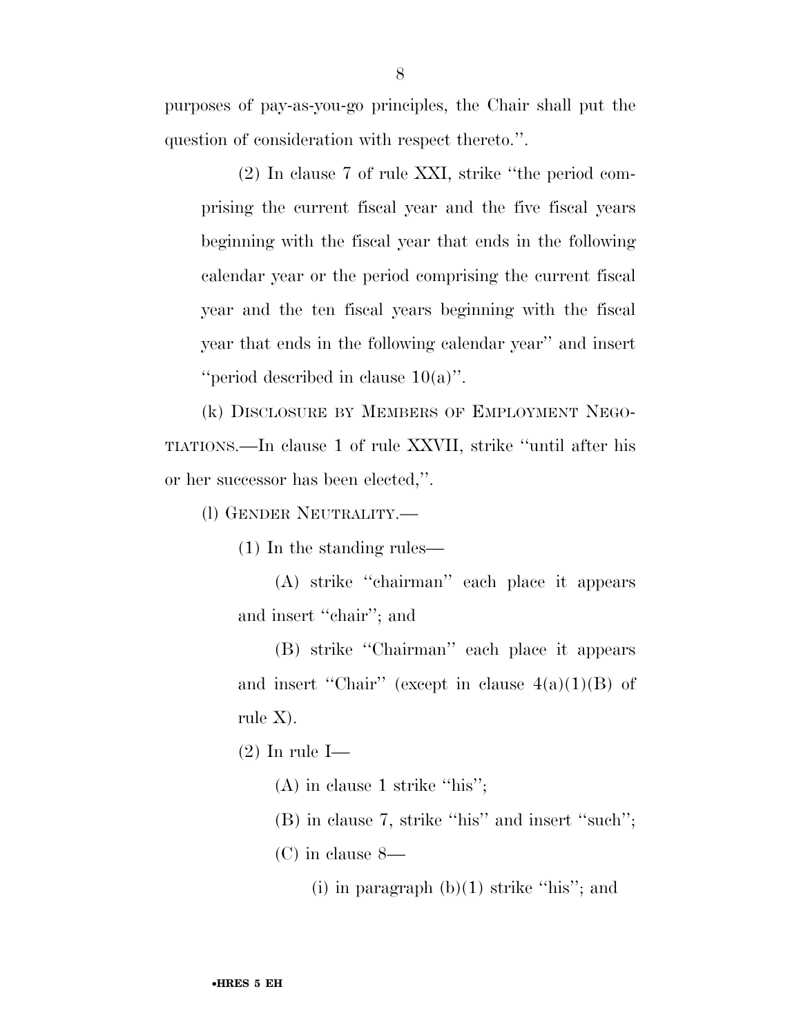purposes of pay-as-you-go principles, the Chair shall put the question of consideration with respect thereto.''.

(2) In clause 7 of rule XXI, strike ''the period comprising the current fiscal year and the five fiscal years beginning with the fiscal year that ends in the following calendar year or the period comprising the current fiscal year and the ten fiscal years beginning with the fiscal year that ends in the following calendar year'' and insert ''period described in clause 10(a)''.

(k) DISCLOSURE BY MEMBERS OF EMPLOYMENT NEGOTIATIONS.—In clause 1 of rule XXVII, strike ''until after his or her successor has been elected,''.

(l) GENDER NEUTRALITY.—

(1) In the standing rules—

(A) strike ''chairman'' each place it appears and insert ''chair''; and

(B) strike ''Chairman'' each place it appears and insert ''Chair'' (except in clause 4(a)(1)(B) of rule X).

(2) In rule I—

(A) in clause 1 strike ''his'';

(B) in clause 7, strike ''his'' and insert ''such'';

(C) in clause 8—

(i) in paragraph (b)(1) strike ''his''; and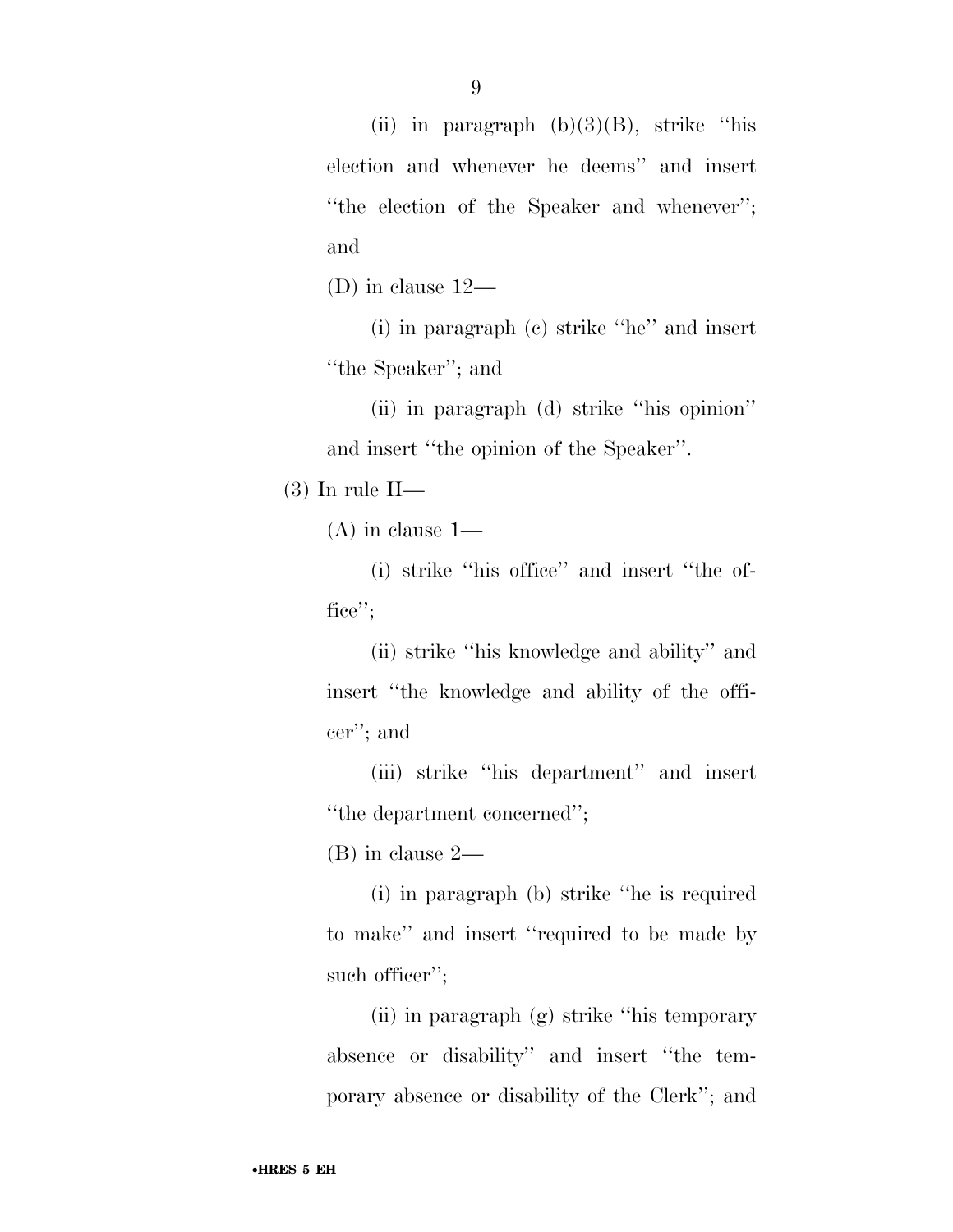(ii) in paragraph (b)(3)(B), strike ''his election and whenever he deems'' and insert ''the election of the Speaker and whenever''; and

(D) in clause 12—

(i) in paragraph (c) strike ''he'' and insert ''the Speaker''; and

(ii) in paragraph (d) strike ''his opinion'' and insert ''the opinion of the Speaker''.

(3) In rule II—

(A) in clause 1—

(i) strike ''his office'' and insert ''the office'';

(ii) strike ''his knowledge and ability'' and insert ''the knowledge and ability of the officer''; and

(iii) strike ''his department'' and insert ''the department concerned'';

(B) in clause 2—

(i) in paragraph (b) strike ''he is required to make'' and insert ''required to be made by such officer'';

(ii) in paragraph (g) strike ''his temporary absence or disability'' and insert ''the temporary absence or disability of the Clerk''; and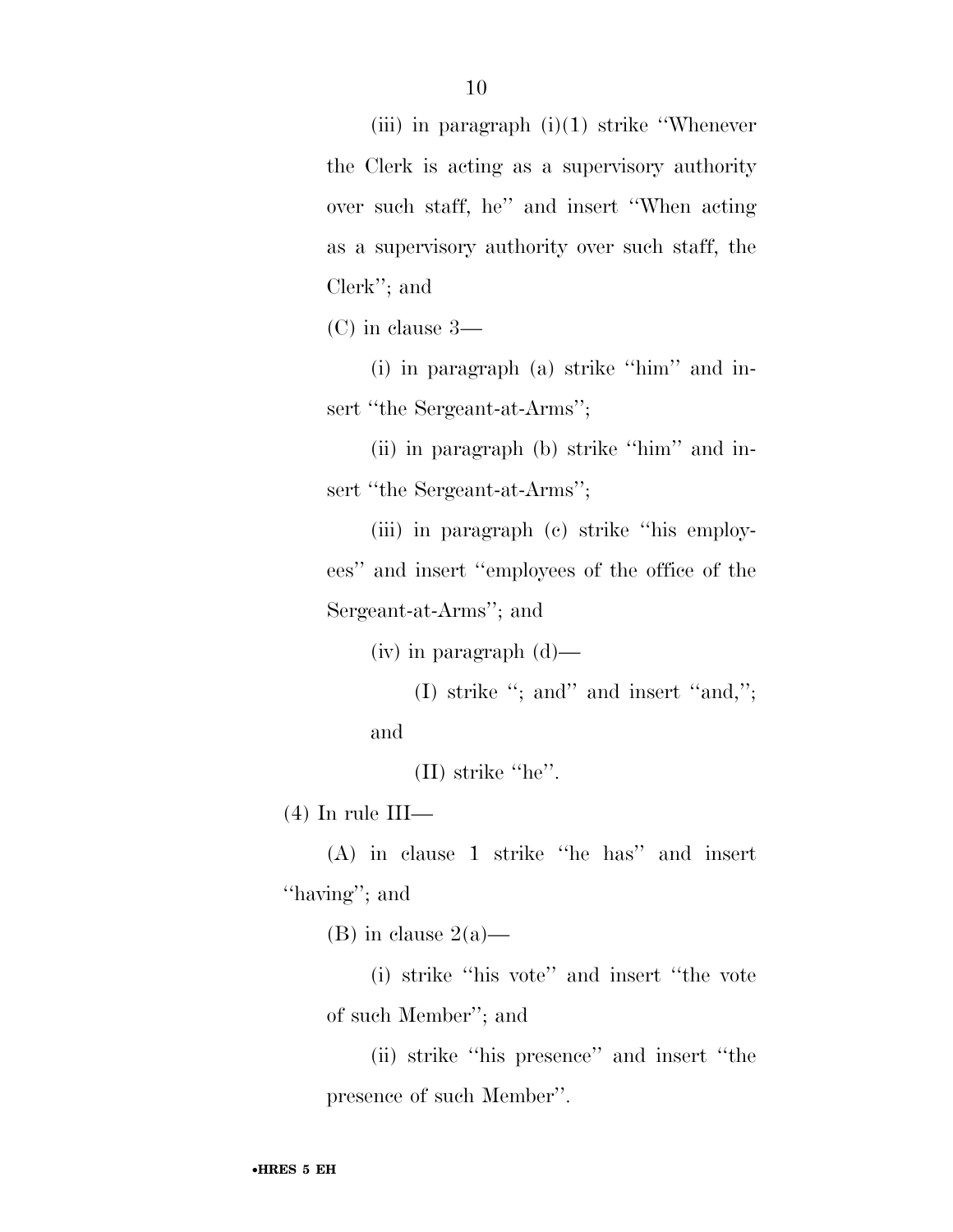(iii) in paragraph (i)(1) strike ''Whenever the Clerk is acting as a supervisory authority over such staff, he'' and insert ''When acting as a supervisory authority over such staff, the Clerk''; and

(C) in clause 3—

(i) in paragraph (a) strike ''him'' and insert ''the Sergeant-at-Arms'';

(ii) in paragraph (b) strike ''him'' and insert ''the Sergeant-at-Arms'';

(iii) in paragraph (c) strike ''his employees'' and insert ''employees of the office of the Sergeant-at-Arms''; and

(iv) in paragraph (d)—

(I) strike ''; and'' and insert ''and,''; and

(II) strike ''he''.

(4) In rule III—

(A) in clause 1 strike ''he has'' and insert ''having''; and

(B) in clause 2(a)—

(i) strike ''his vote'' and insert ''the vote of such Member''; and

(ii) strike ''his presence'' and insert ''the presence of such Member''.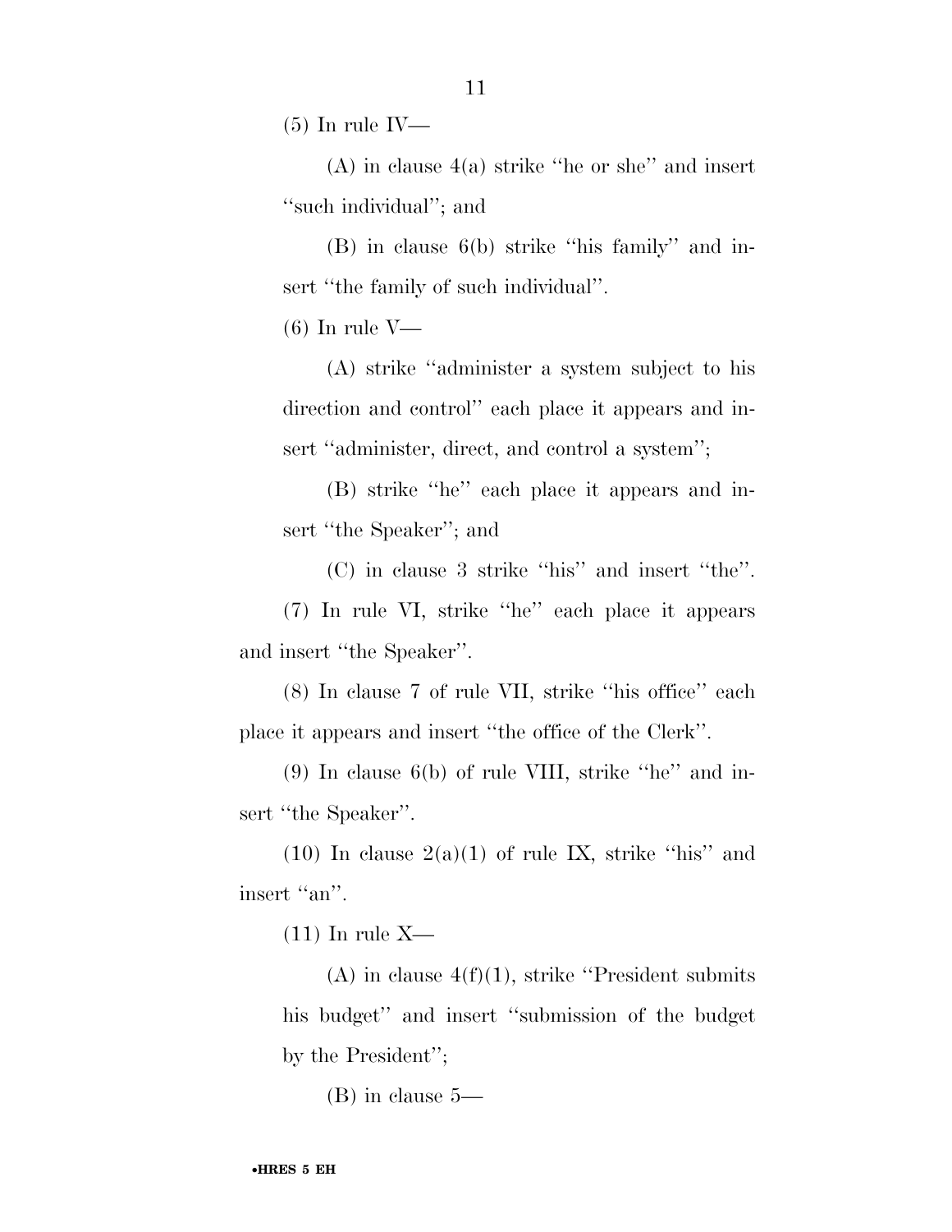(5) In rule IV—

(A) in clause 4(a) strike "he or she" and insert "such individual"; and

(B) in clause 6(b) strike "his family" and insert "the family of such individual".

(6) In rule V—

(A) strike "administer a system subject to his direction and control" each place it appears and insert "administer, direct, and control a system";

(B) strike "he" each place it appears and insert "the Speaker"; and

(C) in clause 3 strike "his" and insert "the".

(7) In rule VI, strike "he" each place it appears and insert "the Speaker".

(8) In clause 7 of rule VII, strike "his office" each place it appears and insert "the office of the Clerk".

(9) In clause 6(b) of rule VIII, strike "he" and insert "the Speaker".

(10) In clause 2(a)(1) of rule IX, strike "his" and insert "an".

(11) In rule X—

(A) in clause 4(f)(1), strike "President submits his budget" and insert "submission of the budget by the President";

(B) in clause 5—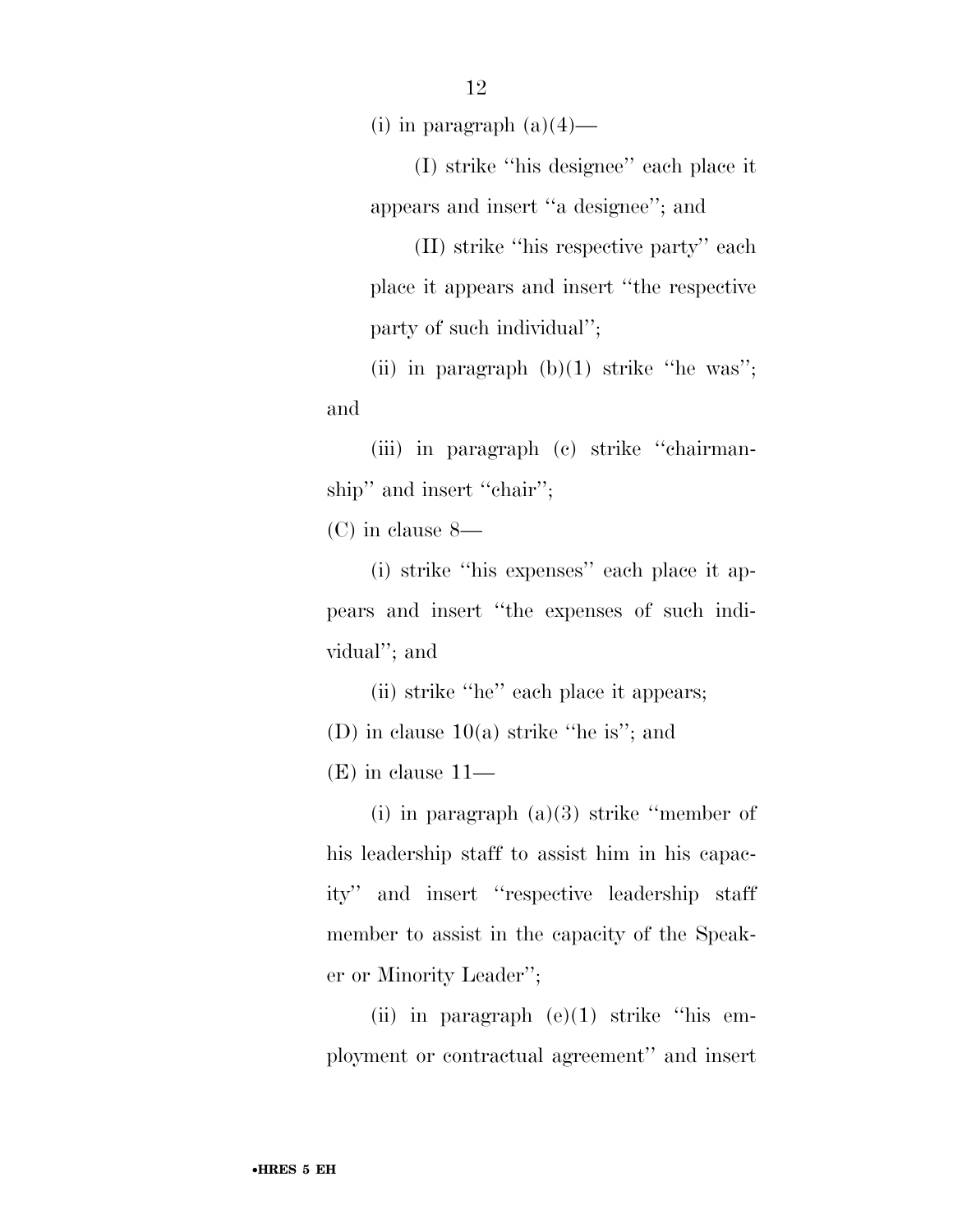(i) in paragraph (a)(4)—

(I) strike ''his designee'' each place it appears and insert ''a designee''; and

(II) strike ''his respective party'' each place it appears and insert ''the respective party of such individual'';

(ii) in paragraph (b)(1) strike ''he was''; and

(iii) in paragraph (c) strike ''chairmanship'' and insert ''chair'';

(C) in clause 8—

(i) strike ''his expenses'' each place it appears and insert ''the expenses of such individual''; and

(ii) strike ''he'' each place it appears;

(D) in clause 10(a) strike ''he is''; and

(E) in clause 11—

(i) in paragraph (a)(3) strike ''member of his leadership staff to assist him in his capacity'' and insert ''respective leadership staff member to assist in the capacity of the Speaker or Minority Leader'';

(ii) in paragraph (e)(1) strike ''his employment or contractual agreement'' and insert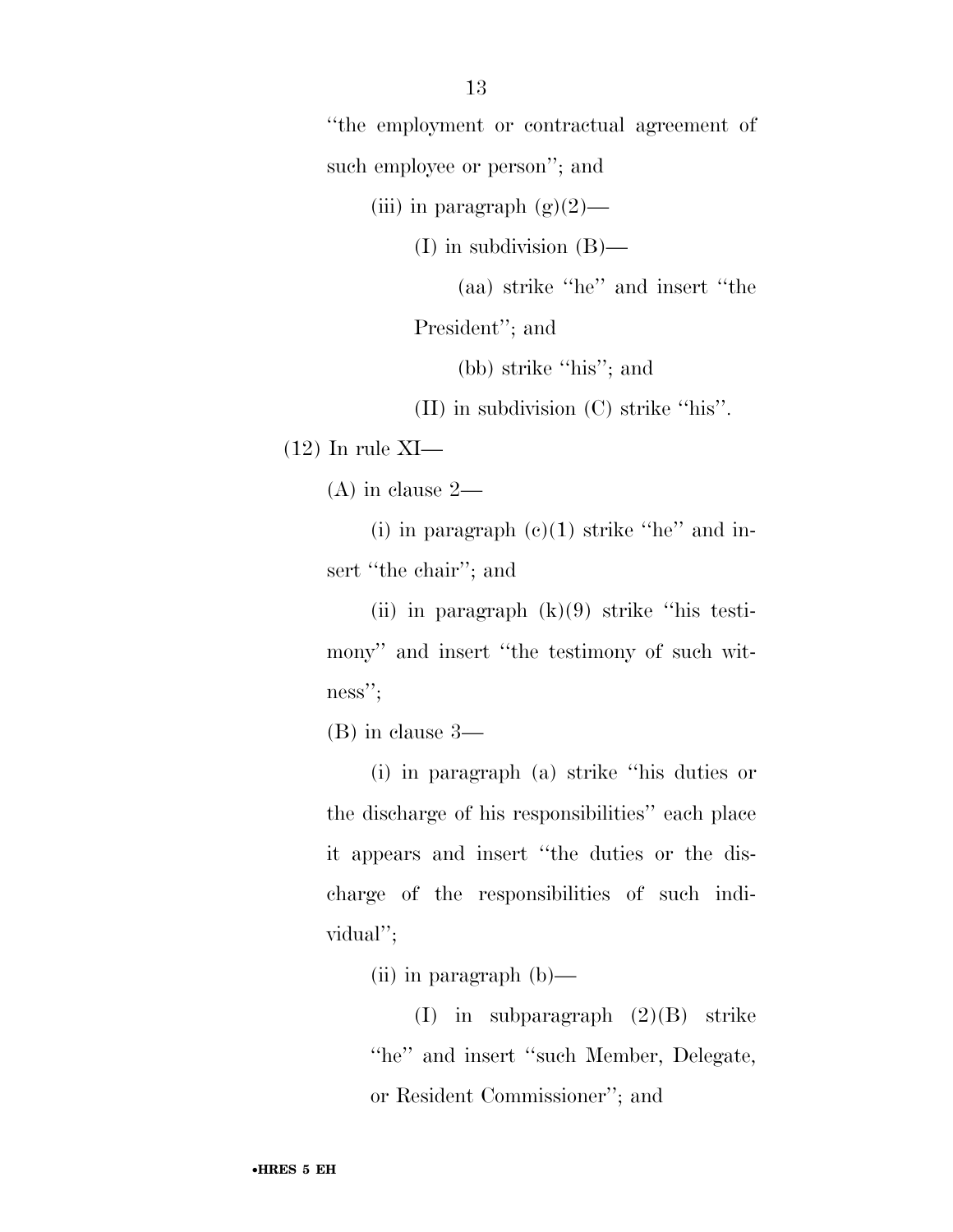''the employment or contractual agreement of such employee or person''; and

(iii) in paragraph (g)(2)—

(I) in subdivision (B)—

(aa) strike ''he'' and insert ''the President''; and

(bb) strike ''his''; and

(II) in subdivision (C) strike ''his''.

(12) In rule XI—

(A) in clause 2—

(i) in paragraph (c)(1) strike ''he'' and insert ''the chair''; and

(ii) in paragraph (k)(9) strike ''his testimony'' and insert ''the testimony of such witness'';

(B) in clause 3—

(i) in paragraph (a) strike ''his duties or the discharge of his responsibilities'' each place it appears and insert ''the duties or the discharge of the responsibilities of such individual'';

(ii) in paragraph (b)—

(I) in subparagraph (2)(B) strike ''he'' and insert ''such Member, Delegate, or Resident Commissioner''; and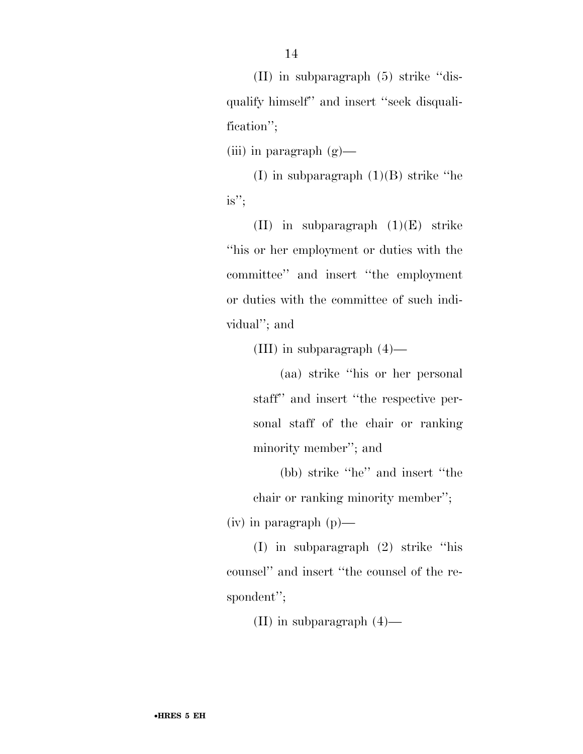(II) in subparagraph (5) strike ''disqualify himself'' and insert ''seek disqualification'';

(iii) in paragraph (g)—

(I) in subparagraph (1)(B) strike ''he is'';

(II) in subparagraph (1)(E) strike ''his or her employment or duties with the committee'' and insert ''the employment or duties with the committee of such individual''; and

(III) in subparagraph (4)—

(aa) strike ''his or her personal staff'' and insert ''the respective personal staff of the chair or ranking minority member''; and

(bb) strike ''he'' and insert ''the chair or ranking minority member'';

(iv) in paragraph (p)—

(I) in subparagraph (2) strike ''his counsel'' and insert ''the counsel of the respondent'';

(II) in subparagraph (4)—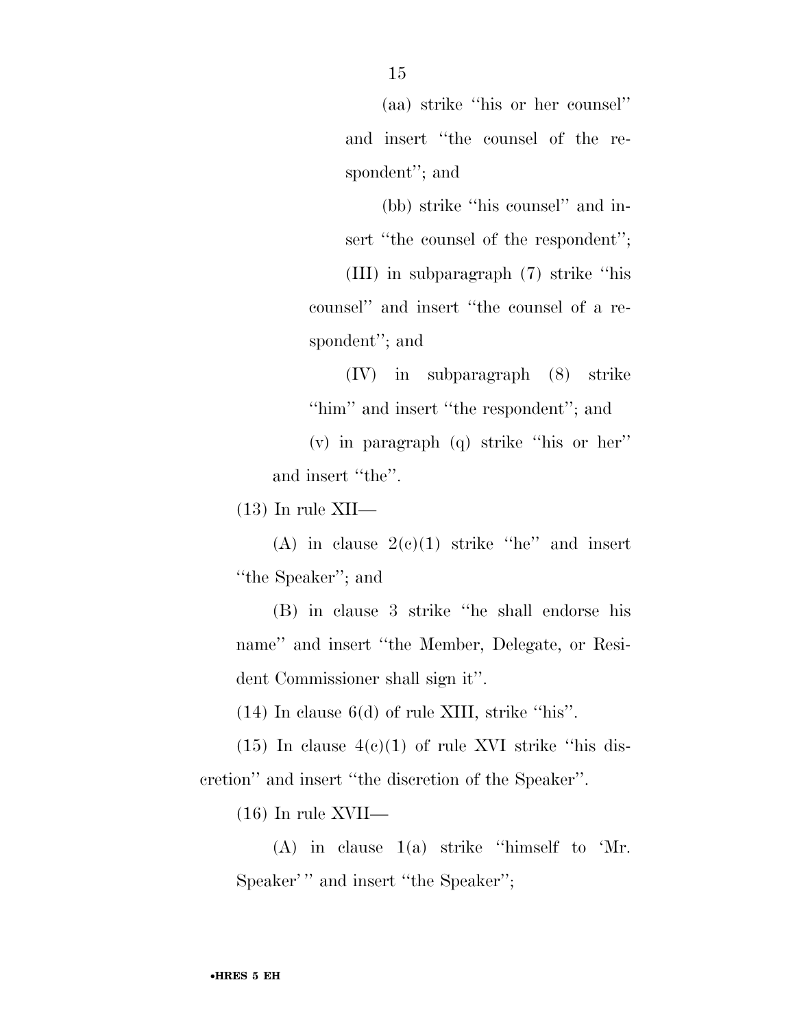(aa) strike ''his or her counsel'' and insert ''the counsel of the respondent''; and

(bb) strike ''his counsel'' and insert ''the counsel of the respondent'';

(III) in subparagraph (7) strike ''his counsel'' and insert ''the counsel of a respondent''; and

(IV) in subparagraph (8) strike ''him'' and insert ''the respondent''; and

(v) in paragraph (q) strike ''his or her'' and insert ''the''.

(13) In rule XII—

(A) in clause 2(c)(1) strike ''he'' and insert ''the Speaker''; and

(B) in clause 3 strike ''he shall endorse his name'' and insert ''the Member, Delegate, or Resident Commissioner shall sign it''.

(14) In clause 6(d) of rule XIII, strike ''his''.

(15) In clause 4(c)(1) of rule XVI strike ''his discretion'' and insert ''the discretion of the Speaker''.

(16) In rule XVII—

(A) in clause 1(a) strike ''himself to 'Mr. Speaker' '' and insert ''the Speaker'';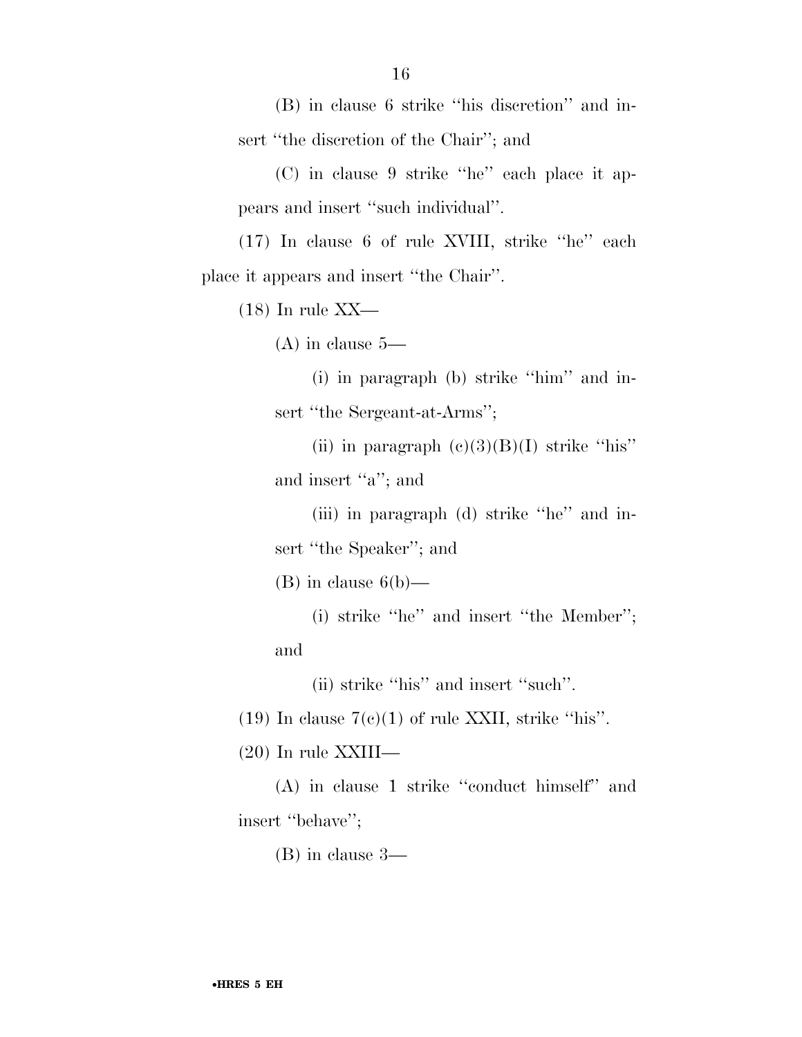(B) in clause 6 strike "his discretion" and insert "the discretion of the Chair"; and

(C) in clause 9 strike "he" each place it appears and insert "such individual".

(17) In clause 6 of rule XVIII, strike "he" each place it appears and insert "the Chair".

(18) In rule XX—

(A) in clause 5—

(i) in paragraph (b) strike "him" and insert "the Sergeant-at-Arms";

(ii) in paragraph (c)(3)(B)(I) strike "his" and insert "a"; and

(iii) in paragraph (d) strike "he" and insert "the Speaker"; and

(B) in clause 6(b)—

(i) strike "he" and insert "the Member"; and

(ii) strike "his" and insert "such".

(19) In clause 7(c)(1) of rule XXII, strike "his".

(20) In rule XXIII—

(A) in clause 1 strike "conduct himself" and insert "behave";

(B) in clause 3—

•HRES 5 EH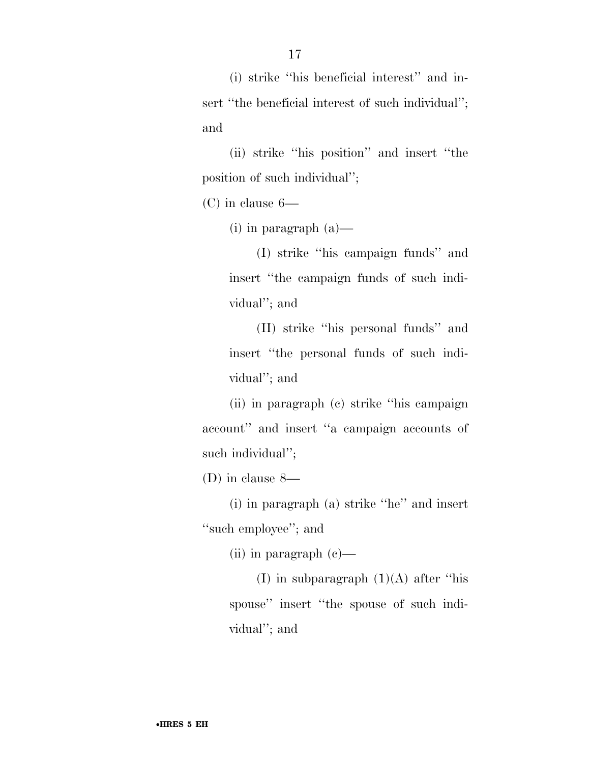(i) strike ''his beneficial interest'' and insert ''the beneficial interest of such individual''; and

(ii) strike ''his position'' and insert ''the position of such individual'';

(C) in clause 6—

(i) in paragraph (a)—

(I) strike ''his campaign funds'' and insert ''the campaign funds of such individual''; and

(II) strike ''his personal funds'' and insert ''the personal funds of such individual''; and

(ii) in paragraph (c) strike ''his campaign account'' and insert ''a campaign accounts of such individual'';

(D) in clause 8—

(i) in paragraph (a) strike ''he'' and insert ''such employee''; and

(ii) in paragraph (c)—

(I) in subparagraph (1)(A) after ''his spouse'' insert ''the spouse of such individual''; and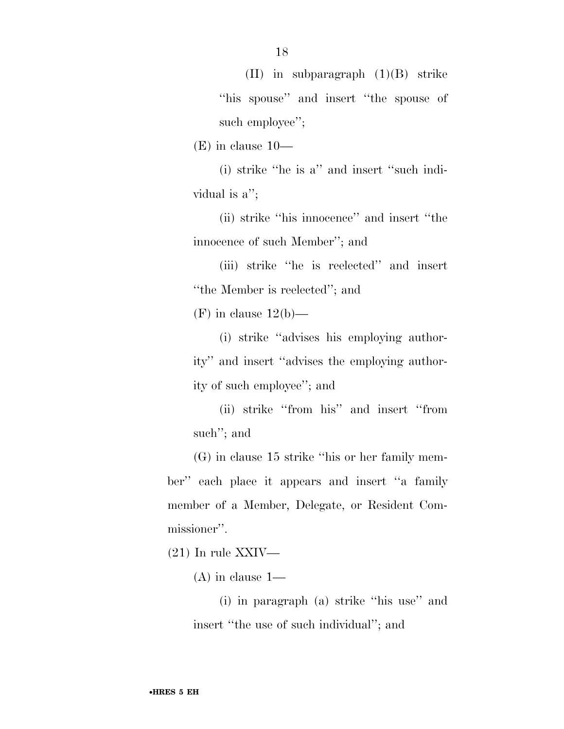(II) in subparagraph (1)(B) strike ''his spouse'' and insert ''the spouse of such employee'';

(E) in clause 10—

(i) strike ''he is a'' and insert ''such individual is a'';

(ii) strike ''his innocence'' and insert ''the innocence of such Member''; and

(iii) strike ''he is reelected'' and insert ''the Member is reelected''; and

(F) in clause 12(b)—

(i) strike ''advises his employing authority'' and insert ''advises the employing authority of such employee''; and

(ii) strike ''from his'' and insert ''from such''; and

(G) in clause 15 strike ''his or her family member'' each place it appears and insert ''a family member of a Member, Delegate, or Resident Commissioner''.

(21) In rule XXIV—

(A) in clause 1—

(i) in paragraph (a) strike ''his use'' and insert ''the use of such individual''; and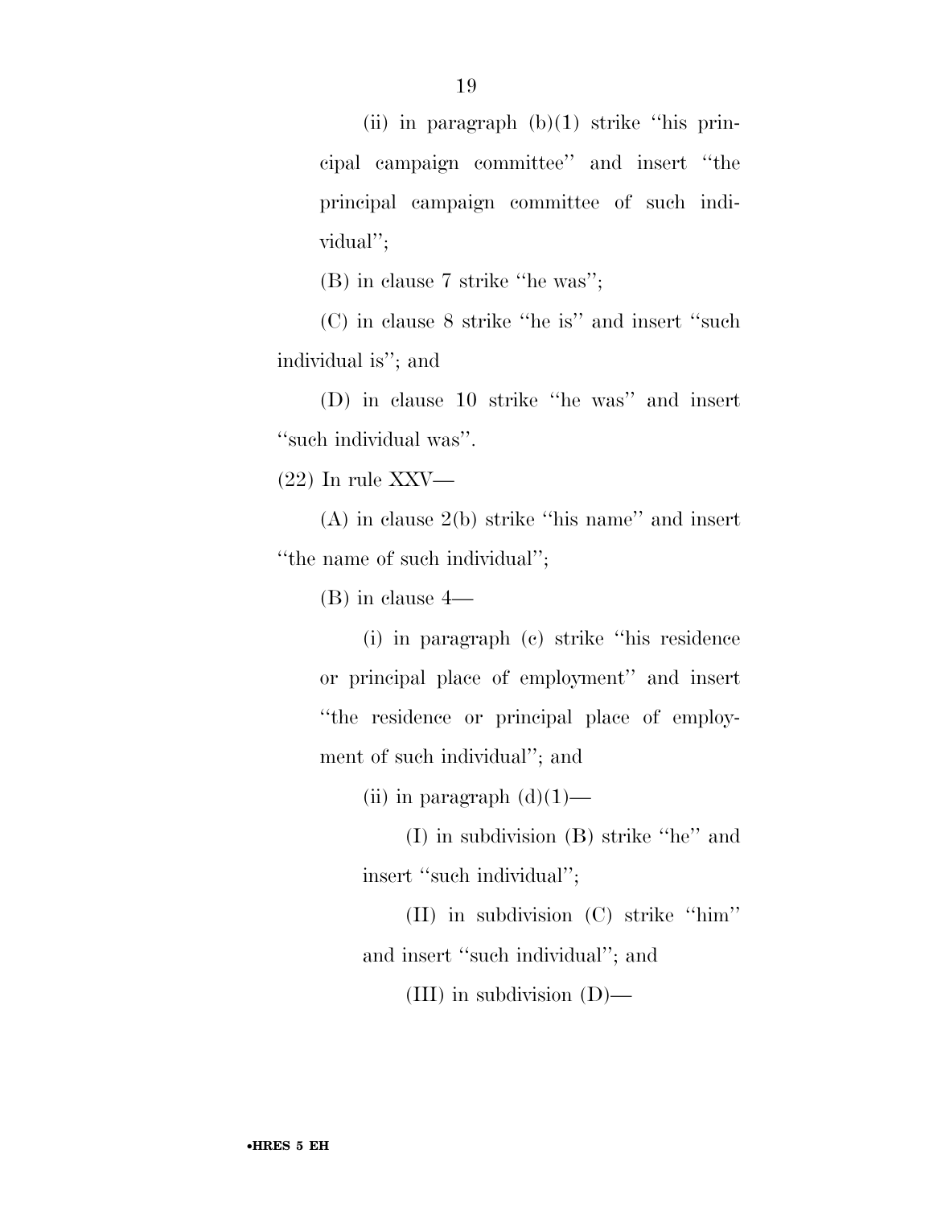(ii) in paragraph (b)(1) strike ''his principal campaign committee'' and insert ''the principal campaign committee of such individual'';

(B) in clause 7 strike ''he was'';

(C) in clause 8 strike ''he is'' and insert ''such individual is''; and

(D) in clause 10 strike ''he was'' and insert ''such individual was''.

(22) In rule XXV—

(A) in clause 2(b) strike ''his name'' and insert ''the name of such individual'';

(B) in clause 4—

(i) in paragraph (c) strike ''his residence or principal place of employment'' and insert ''the residence or principal place of employment of such individual''; and

(ii) in paragraph (d)(1)—

(I) in subdivision (B) strike ''he'' and insert ''such individual'';

(II) in subdivision (C) strike ''him'' and insert ''such individual''; and

(III) in subdivision (D)—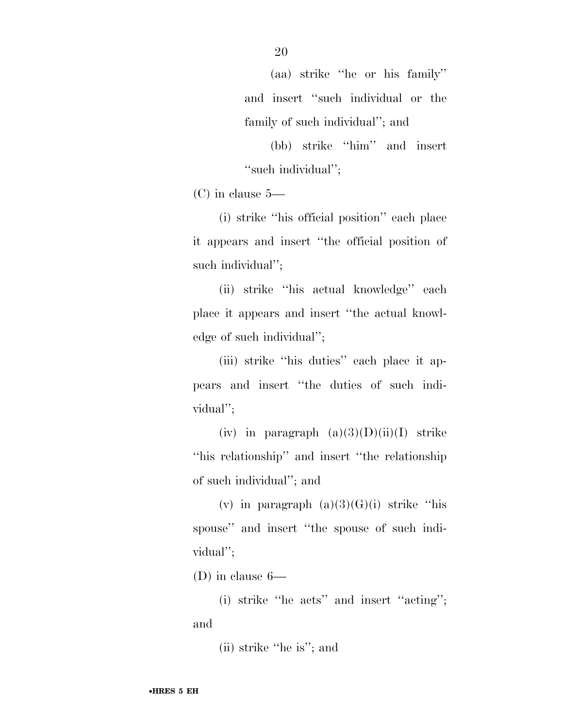(aa) strike ''he or his family'' and insert ''such individual or the family of such individual''; and

(bb) strike ''him'' and insert ''such individual'';

(C) in clause 5—

(i) strike ''his official position'' each place it appears and insert ''the official position of such individual'';

(ii) strike ''his actual knowledge'' each place it appears and insert ''the actual knowledge of such individual'';

(iii) strike ''his duties'' each place it appears and insert ''the duties of such individual'';

(iv) in paragraph (a)(3)(D)(ii)(I) strike ''his relationship'' and insert ''the relationship of such individual''; and

(v) in paragraph (a)(3)(G)(i) strike ''his spouse'' and insert ''the spouse of such individual'';

(D) in clause 6—

(i) strike ''he acts'' and insert ''acting''; and

(ii) strike ''he is''; and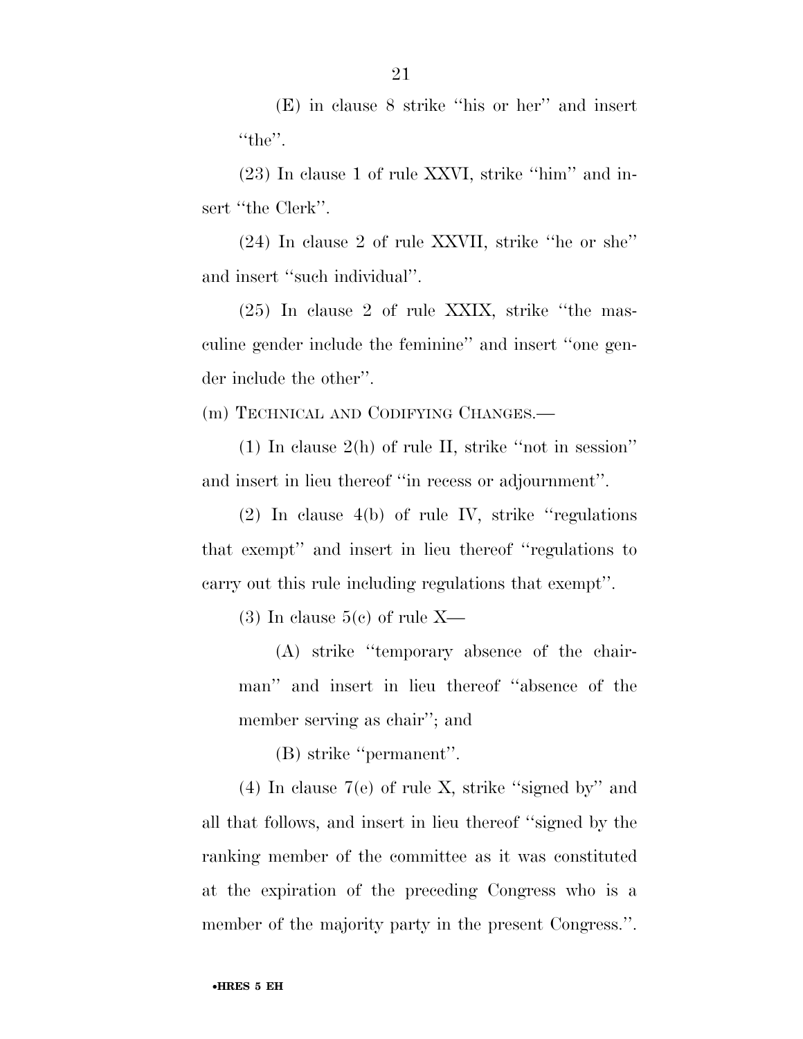(E) in clause 8 strike ''his or her'' and insert ''the''.

(23) In clause 1 of rule XXVI, strike ''him'' and insert ''the Clerk''.

(24) In clause 2 of rule XXVII, strike ''he or she'' and insert ''such individual''.

(25) In clause 2 of rule XXIX, strike ''the masculine gender include the feminine'' and insert ''one gender include the other''.

(m) TECHNICAL AND CODIFYING CHANGES.—

(1) In clause 2(h) of rule II, strike ''not in session'' and insert in lieu thereof ''in recess or adjournment''.

(2) In clause 4(b) of rule IV, strike ''regulations that exempt'' and insert in lieu thereof ''regulations to carry out this rule including regulations that exempt''.

(3) In clause 5(c) of rule X—

(A) strike ''temporary absence of the chairman'' and insert in lieu thereof ''absence of the member serving as chair''; and

(B) strike ''permanent''.

(4) In clause 7(e) of rule X, strike ''signed by'' and all that follows, and insert in lieu thereof ''signed by the ranking member of the committee as it was constituted at the expiration of the preceding Congress who is a member of the majority party in the present Congress.''.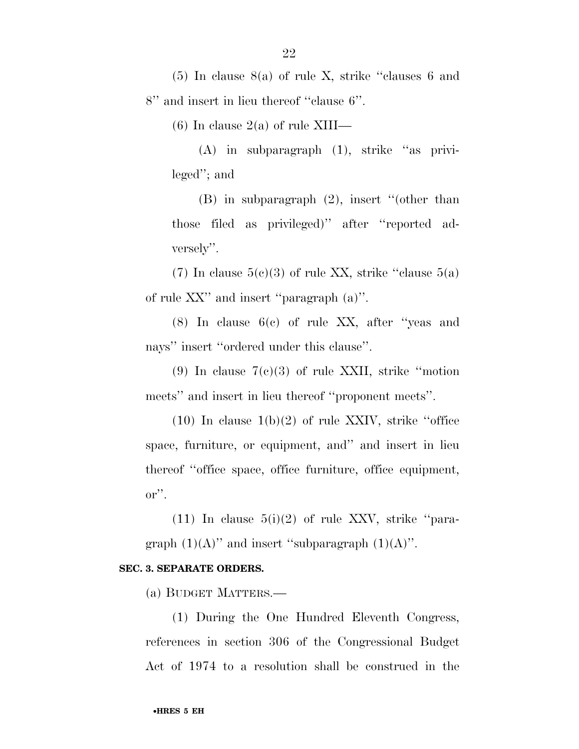(5) In clause 8(a) of rule X, strike ''clauses 6 and 8'' and insert in lieu thereof ''clause 6''.

(6) In clause 2(a) of rule XIII—

(A) in subparagraph (1), strike ''as privileged''; and

(B) in subparagraph (2), insert ''(other than those filed as privileged)'' after ''reported adversely''.

(7) In clause 5(c)(3) of rule XX, strike ''clause 5(a) of rule XX'' and insert ''paragraph (a)''.

(8) In clause 6(c) of rule XX, after ''yeas and nays'' insert ''ordered under this clause''.

(9) In clause 7(c)(3) of rule XXII, strike ''motion meets'' and insert in lieu thereof ''proponent meets''.

(10) In clause 1(b)(2) of rule XXIV, strike ''office space, furniture, or equipment, and'' and insert in lieu thereof ''office space, office furniture, office equipment, or''.

(11) In clause 5(i)(2) of rule XXV, strike ''paragraph (1)(A)'' and insert ''subparagraph (1)(A)''.

**SEC. 3. SEPARATE ORDERS.**

(a) BUDGET MATTERS.—

(1) During the One Hundred Eleventh Congress, references in section 306 of the Congressional Budget Act of 1974 to a resolution shall be construed in the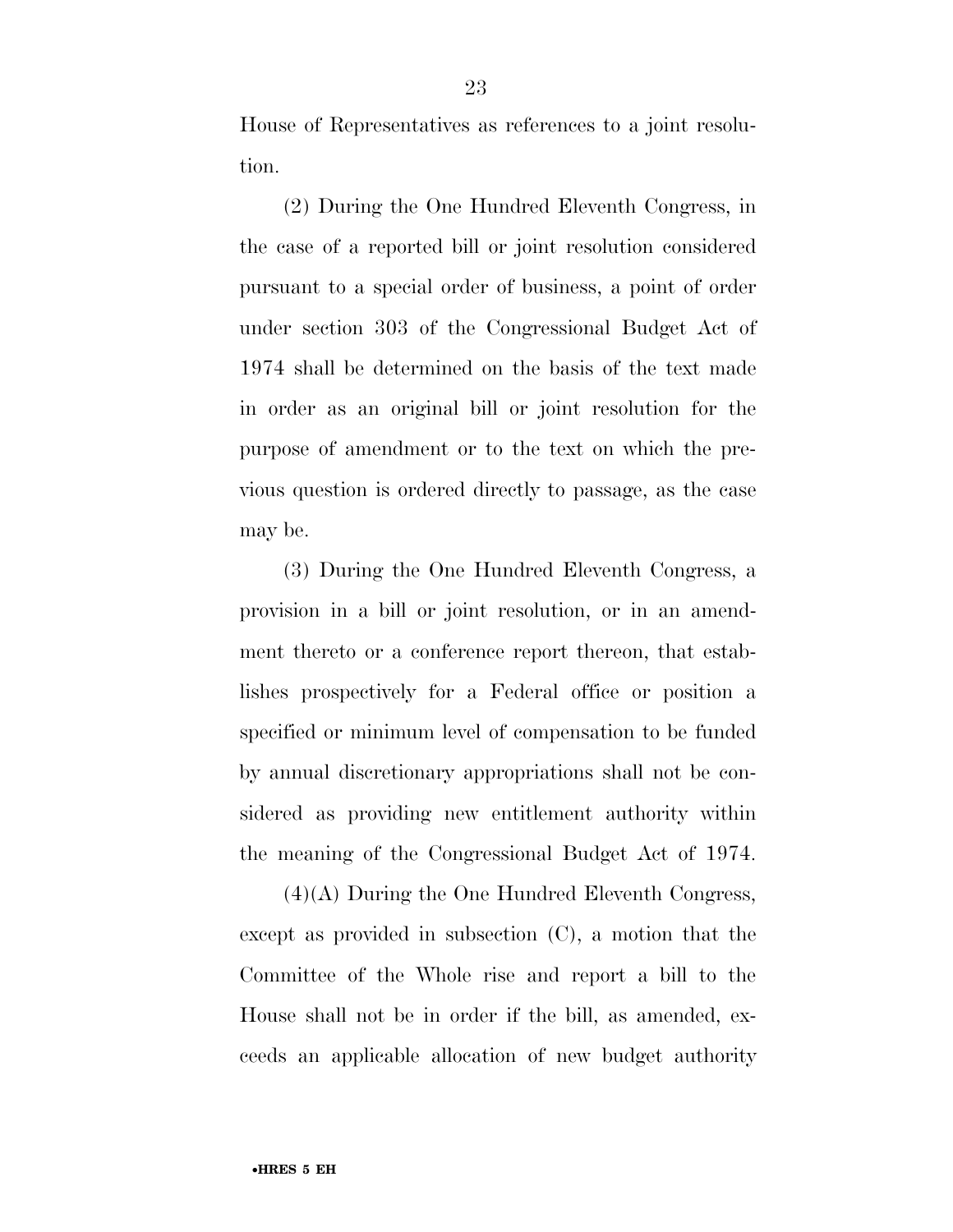House of Representatives as references to a joint resolution.

(2) During the One Hundred Eleventh Congress, in the case of a reported bill or joint resolution considered pursuant to a special order of business, a point of order under section 303 of the Congressional Budget Act of 1974 shall be determined on the basis of the text made in order as an original bill or joint resolution for the purpose of amendment or to the text on which the previous question is ordered directly to passage, as the case may be.

(3) During the One Hundred Eleventh Congress, a provision in a bill or joint resolution, or in an amendment thereto or a conference report thereon, that establishes prospectively for a Federal office or position a specified or minimum level of compensation to be funded by annual discretionary appropriations shall not be considered as providing new entitlement authority within the meaning of the Congressional Budget Act of 1974.

(4)(A) During the One Hundred Eleventh Congress, except as provided in subsection (C), a motion that the Committee of the Whole rise and report a bill to the House shall not be in order if the bill, as amended, exceeds an applicable allocation of new budget authority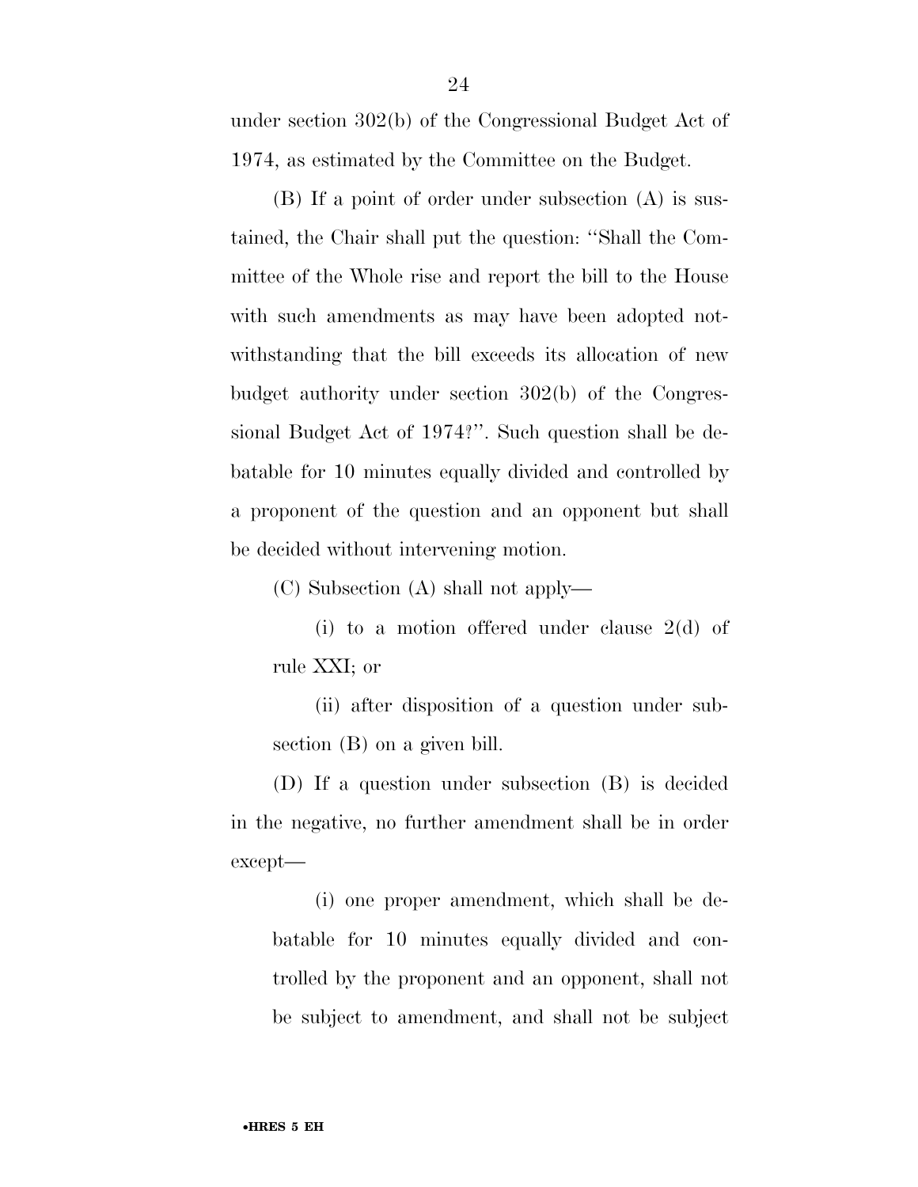under section 302(b) of the Congressional Budget Act of 1974, as estimated by the Committee on the Budget.

(B) If a point of order under subsection (A) is sustained, the Chair shall put the question: ''Shall the Committee of the Whole rise and report the bill to the House with such amendments as may have been adopted notwithstanding that the bill exceeds its allocation of new budget authority under section 302(b) of the Congressional Budget Act of 1974?''. Such question shall be debatable for 10 minutes equally divided and controlled by a proponent of the question and an opponent but shall be decided without intervening motion.

(C) Subsection (A) shall not apply—

(i) to a motion offered under clause 2(d) of rule XXI; or

(ii) after disposition of a question under subsection (B) on a given bill.

(D) If a question under subsection (B) is decided in the negative, no further amendment shall be in order except—

(i) one proper amendment, which shall be debatable for 10 minutes equally divided and controlled by the proponent and an opponent, shall not be subject to amendment, and shall not be subject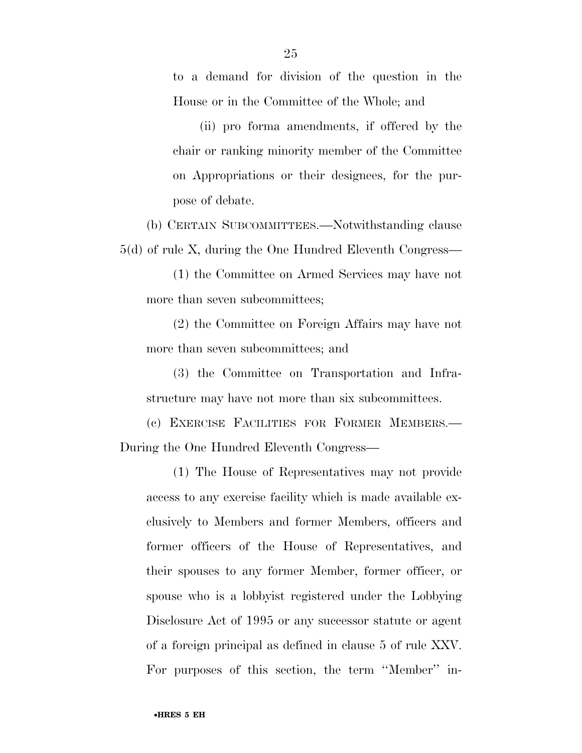to a demand for division of the question in the House or in the Committee of the Whole; and

(ii) pro forma amendments, if offered by the chair or ranking minority member of the Committee on Appropriations or their designees, for the purpose of debate.

(b) CERTAIN SUBCOMMITTEES.—Notwithstanding clause 5(d) of rule X, during the One Hundred Eleventh Congress—

(1) the Committee on Armed Services may have not more than seven subcommittees;

(2) the Committee on Foreign Affairs may have not more than seven subcommittees; and

(3) the Committee on Transportation and Infrastructure may have not more than six subcommittees.

(c) EXERCISE FACILITIES FOR FORMER MEMBERS.—During the One Hundred Eleventh Congress—

(1) The House of Representatives may not provide access to any exercise facility which is made available exclusively to Members and former Members, officers and former officers of the House of Representatives, and their spouses to any former Member, former officer, or spouse who is a lobbyist registered under the Lobbying Disclosure Act of 1995 or any successor statute or agent of a foreign principal as defined in clause 5 of rule XXV. For purposes of this section, the term ''Member'' in-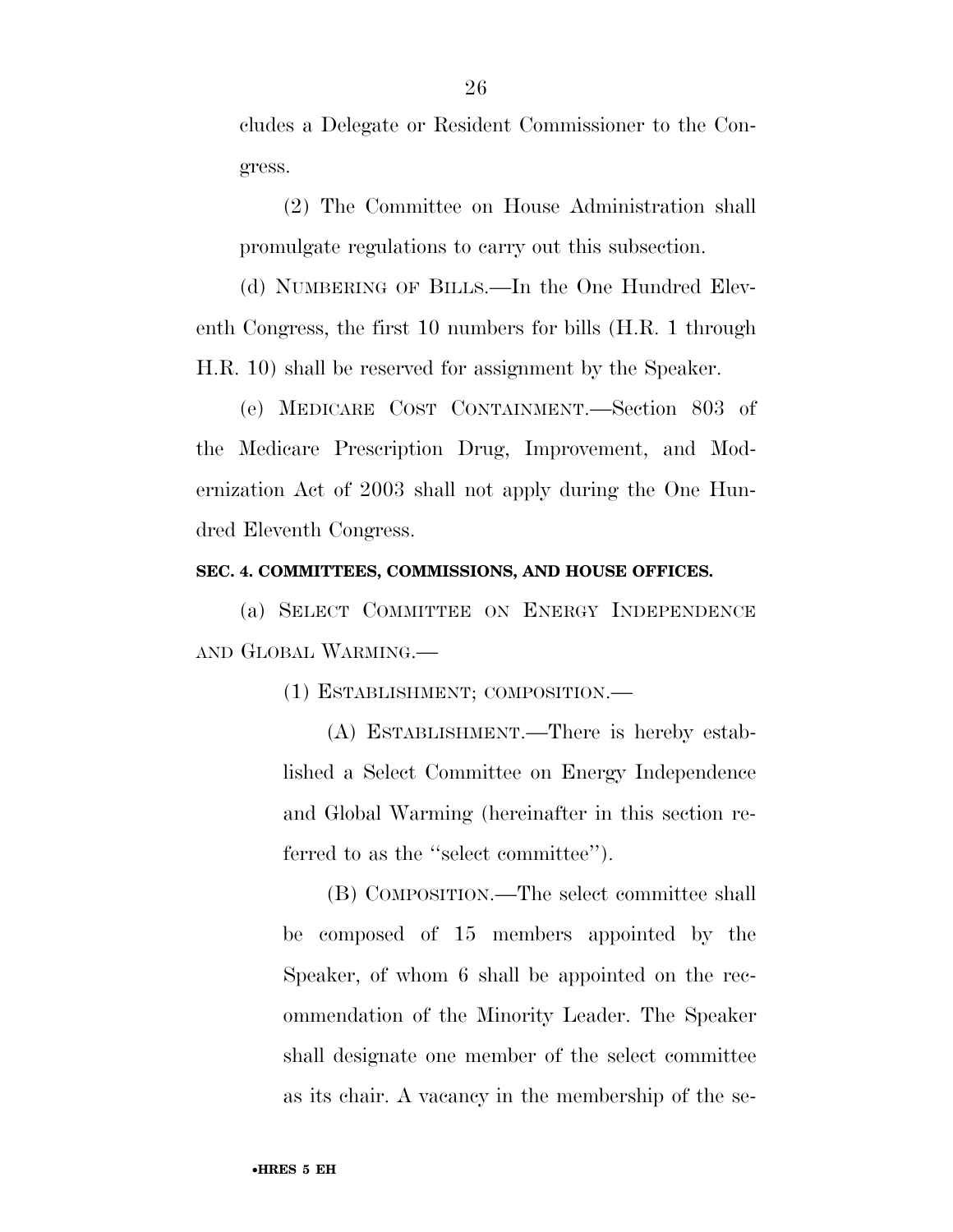cludes a Delegate or Resident Commissioner to the Congress.

(2) The Committee on House Administration shall promulgate regulations to carry out this subsection.

(d) NUMBERING OF BILLS.—In the One Hundred Eleventh Congress, the first 10 numbers for bills (H.R. 1 through H.R. 10) shall be reserved for assignment by the Speaker.

(e) MEDICARE COST CONTAINMENT.—Section 803 of the Medicare Prescription Drug, Improvement, and Modernization Act of 2003 shall not apply during the One Hundred Eleventh Congress.

**SEC. 4. COMMITTEES, COMMISSIONS, AND HOUSE OFFICES.**

(a) SELECT COMMITTEE ON ENERGY INDEPENDENCE AND GLOBAL WARMING.—

(1) ESTABLISHMENT; COMPOSITION.—

(A) ESTABLISHMENT.—There is hereby established a Select Committee on Energy Independence and Global Warming (hereinafter in this section referred to as the "select committee").

(B) COMPOSITION.—The select committee shall be composed of 15 members appointed by the Speaker, of whom 6 shall be appointed on the recommendation of the Minority Leader. The Speaker shall designate one member of the select committee as its chair. A vacancy in the membership of the se-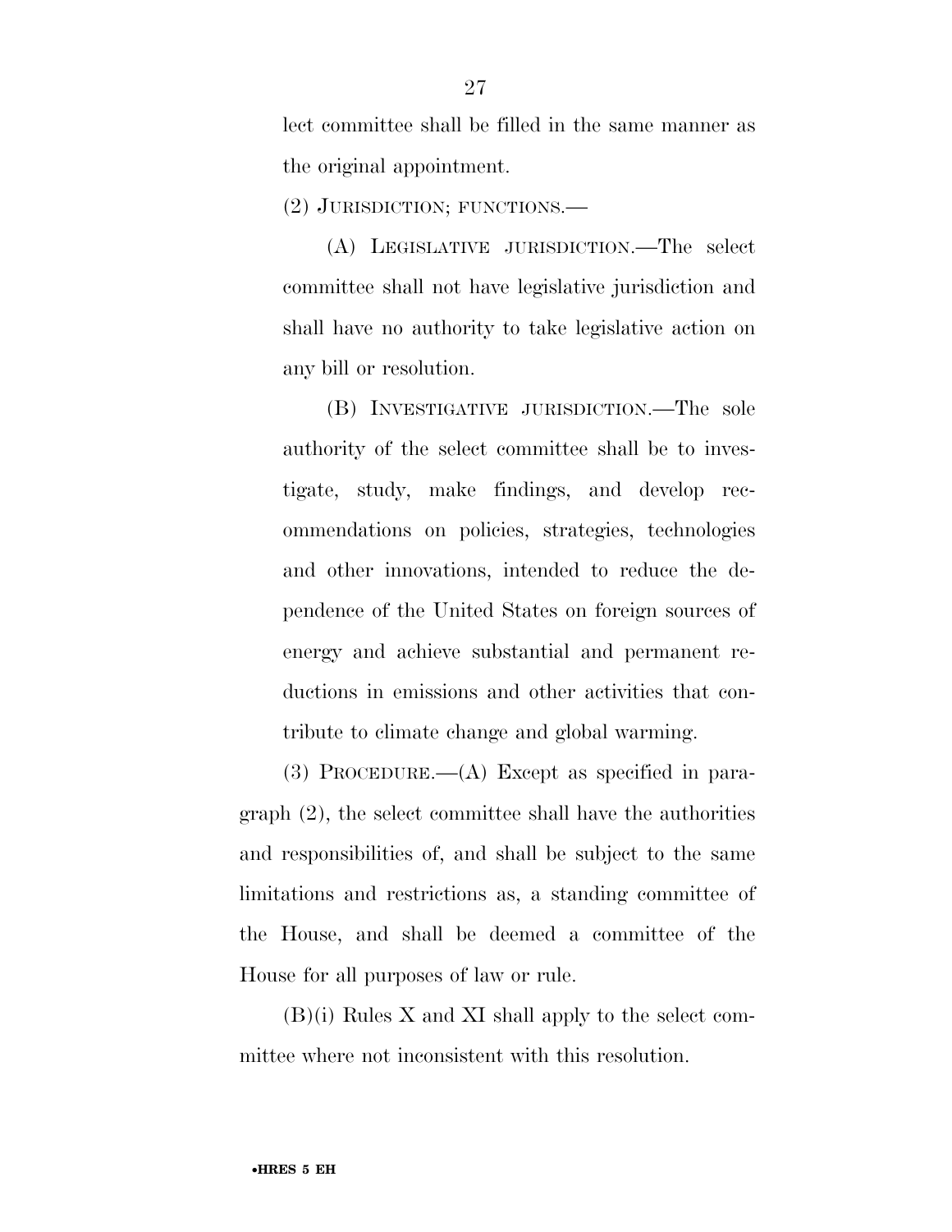lect committee shall be filled in the same manner as the original appointment.

(2) JURISDICTION; FUNCTIONS.—

(A) LEGISLATIVE JURISDICTION.—The select committee shall not have legislative jurisdiction and shall have no authority to take legislative action on any bill or resolution.

(B) INVESTIGATIVE JURISDICTION.—The sole authority of the select committee shall be to investigate, study, make findings, and develop recommendations on policies, strategies, technologies and other innovations, intended to reduce the dependence of the United States on foreign sources of energy and achieve substantial and permanent reductions in emissions and other activities that contribute to climate change and global warming.

(3) PROCEDURE.—(A) Except as specified in paragraph (2), the select committee shall have the authorities and responsibilities of, and shall be subject to the same limitations and restrictions as, a standing committee of the House, and shall be deemed a committee of the House for all purposes of law or rule.

(B)(i) Rules X and XI shall apply to the select committee where not inconsistent with this resolution.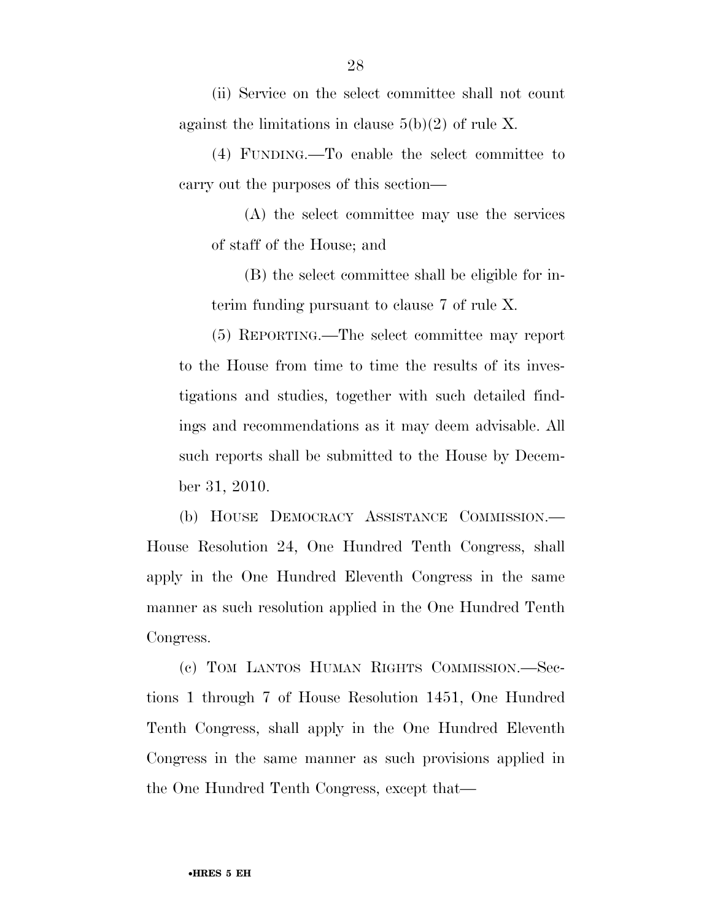(ii) Service on the select committee shall not count against the limitations in clause 5(b)(2) of rule X.

(4) FUNDING.—To enable the select committee to carry out the purposes of this section—

(A) the select committee may use the services of staff of the House; and

(B) the select committee shall be eligible for interim funding pursuant to clause 7 of rule X.

(5) REPORTING.—The select committee may report to the House from time to time the results of its investigations and studies, together with such detailed findings and recommendations as it may deem advisable. All such reports shall be submitted to the House by December 31, 2010.

(b) HOUSE DEMOCRACY ASSISTANCE COMMISSION.—House Resolution 24, One Hundred Tenth Congress, shall apply in the One Hundred Eleventh Congress in the same manner as such resolution applied in the One Hundred Tenth Congress.

(c) TOM LANTOS HUMAN RIGHTS COMMISSION.—Sections 1 through 7 of House Resolution 1451, One Hundred Tenth Congress, shall apply in the One Hundred Eleventh Congress in the same manner as such provisions applied in the One Hundred Tenth Congress, except that—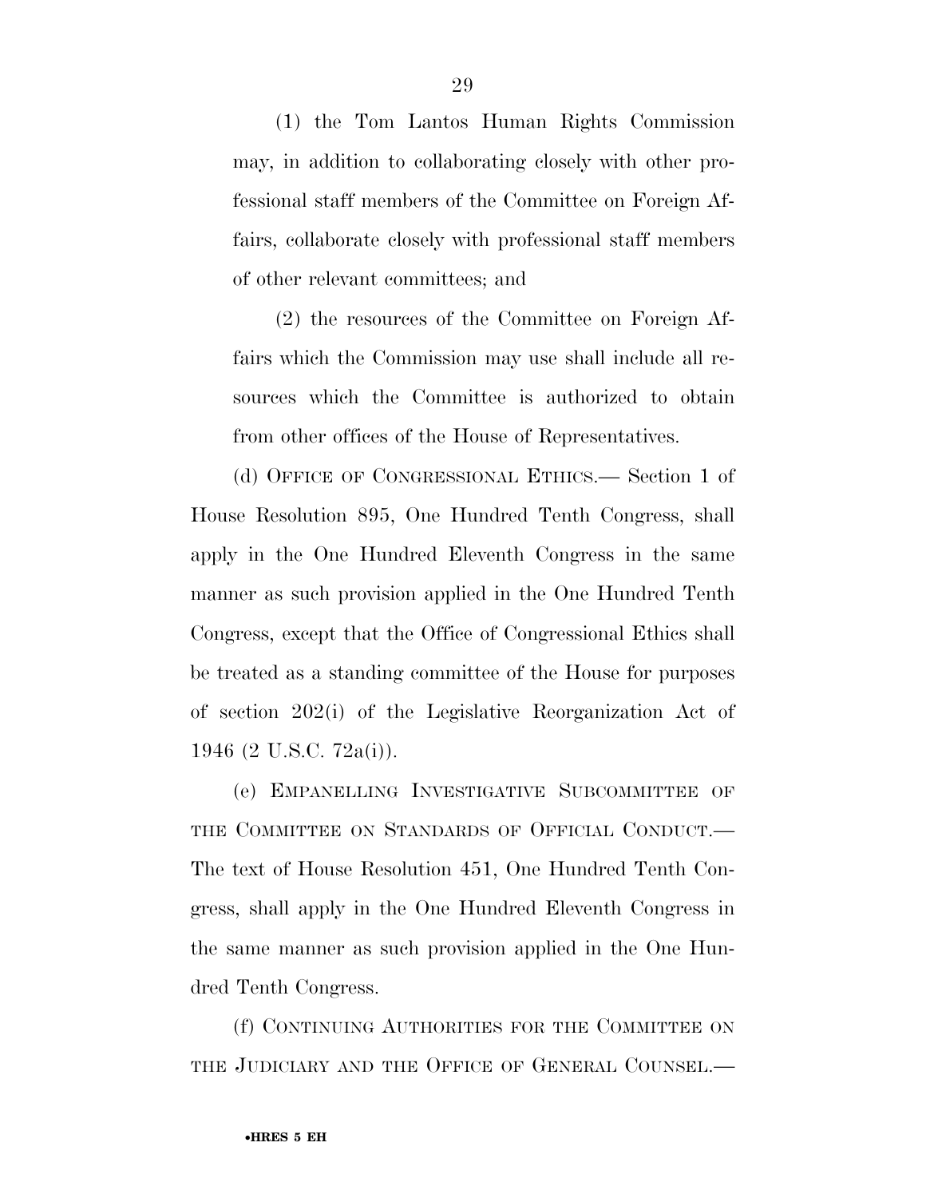(1) the Tom Lantos Human Rights Commission may, in addition to collaborating closely with other professional staff members of the Committee on Foreign Affairs, collaborate closely with professional staff members of other relevant committees; and

(2) the resources of the Committee on Foreign Affairs which the Commission may use shall include all resources which the Committee is authorized to obtain from other offices of the House of Representatives.

(d) OFFICE OF CONGRESSIONAL ETHICS.— Section 1 of House Resolution 895, One Hundred Tenth Congress, shall apply in the One Hundred Eleventh Congress in the same manner as such provision applied in the One Hundred Tenth Congress, except that the Office of Congressional Ethics shall be treated as a standing committee of the House for purposes of section 202(i) of the Legislative Reorganization Act of 1946 (2 U.S.C. 72a(i)).

(e) EMPANELLING INVESTIGATIVE SUBCOMMITTEE OF THE COMMITTEE ON STANDARDS OF OFFICIAL CONDUCT.— The text of House Resolution 451, One Hundred Tenth Congress, shall apply in the One Hundred Eleventh Congress in the same manner as such provision applied in the One Hundred Tenth Congress.

(f) CONTINUING AUTHORITIES FOR THE COMMITTEE ON THE JUDICIARY AND THE OFFICE OF GENERAL COUNSEL.—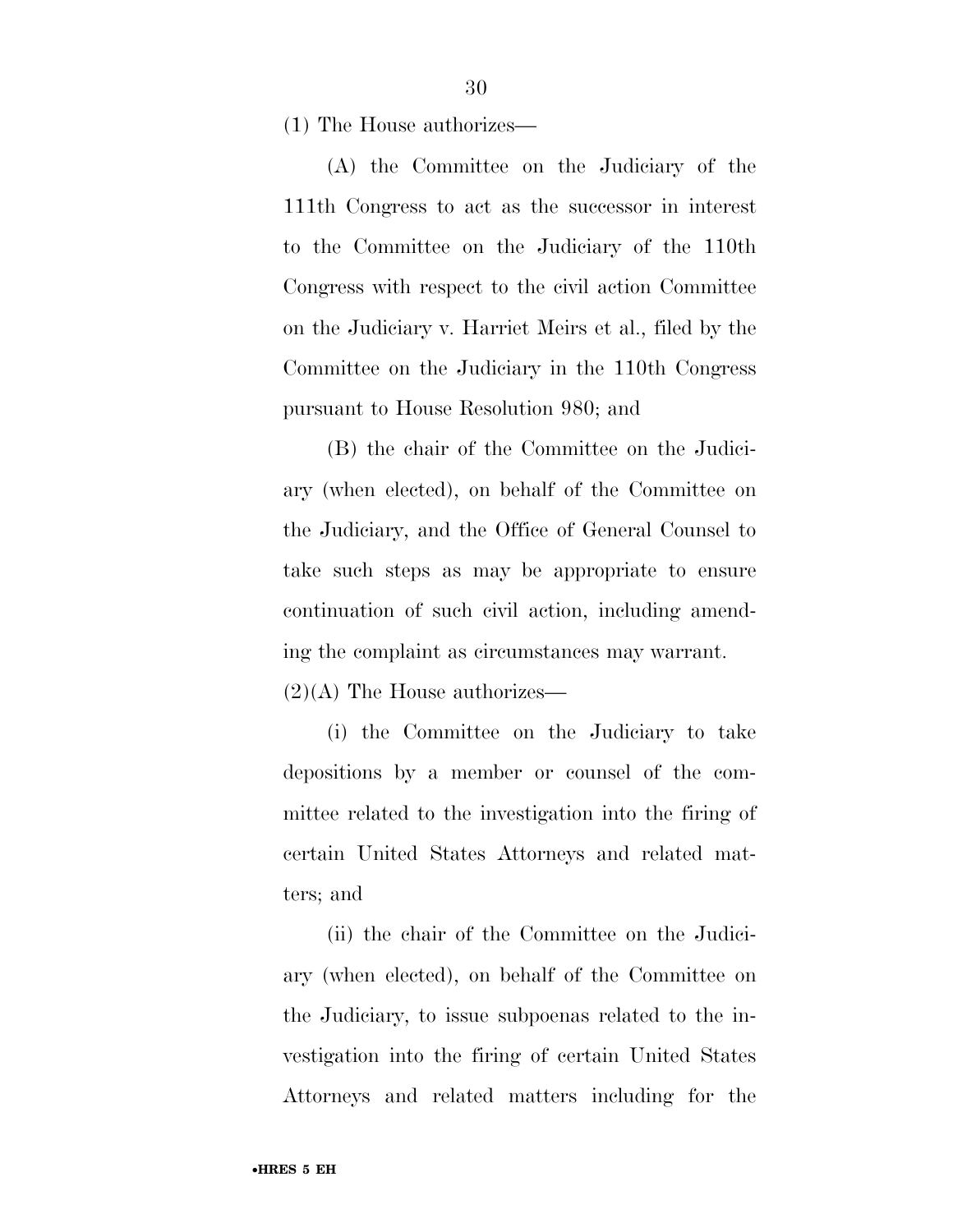(1) The House authorizes—

(A) the Committee on the Judiciary of the 111th Congress to act as the successor in interest to the Committee on the Judiciary of the 110th Congress with respect to the civil action Committee on the Judiciary v. Harriet Meirs et al., filed by the Committee on the Judiciary in the 110th Congress pursuant to House Resolution 980; and

(B) the chair of the Committee on the Judiciary (when elected), on behalf of the Committee on the Judiciary, and the Office of General Counsel to take such steps as may be appropriate to ensure continuation of such civil action, including amending the complaint as circumstances may warrant.

(2)(A) The House authorizes—

(i) the Committee on the Judiciary to take depositions by a member or counsel of the committee related to the investigation into the firing of certain United States Attorneys and related matters; and

(ii) the chair of the Committee on the Judiciary (when elected), on behalf of the Committee on the Judiciary, to issue subpoenas related to the investigation into the firing of certain United States Attorneys and related matters including for the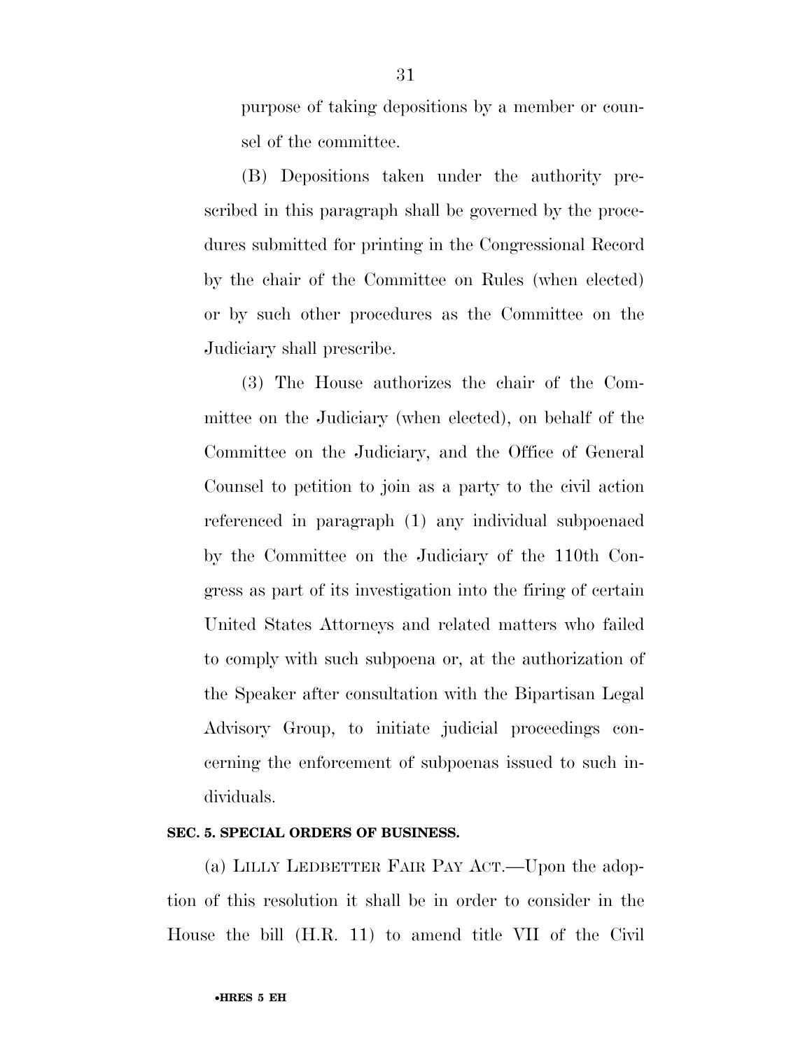purpose of taking depositions by a member or counsel of the committee.

(B) Depositions taken under the authority prescribed in this paragraph shall be governed by the procedures submitted for printing in the Congressional Record by the chair of the Committee on Rules (when elected) or by such other procedures as the Committee on the Judiciary shall prescribe.

(3) The House authorizes the chair of the Committee on the Judiciary (when elected), on behalf of the Committee on the Judiciary, and the Office of General Counsel to petition to join as a party to the civil action referenced in paragraph (1) any individual subpoenaed by the Committee on the Judiciary of the 110th Congress as part of its investigation into the firing of certain United States Attorneys and related matters who failed to comply with such subpoena or, at the authorization of the Speaker after consultation with the Bipartisan Legal Advisory Group, to initiate judicial proceedings concerning the enforcement of subpoenas issued to such individuals.

**SEC. 5. SPECIAL ORDERS OF BUSINESS.**

(a) LILLY LEDBETTER FAIR PAY ACT.—Upon the adoption of this resolution it shall be in order to consider in the House the bill (H.R. 11) to amend title VII of the Civil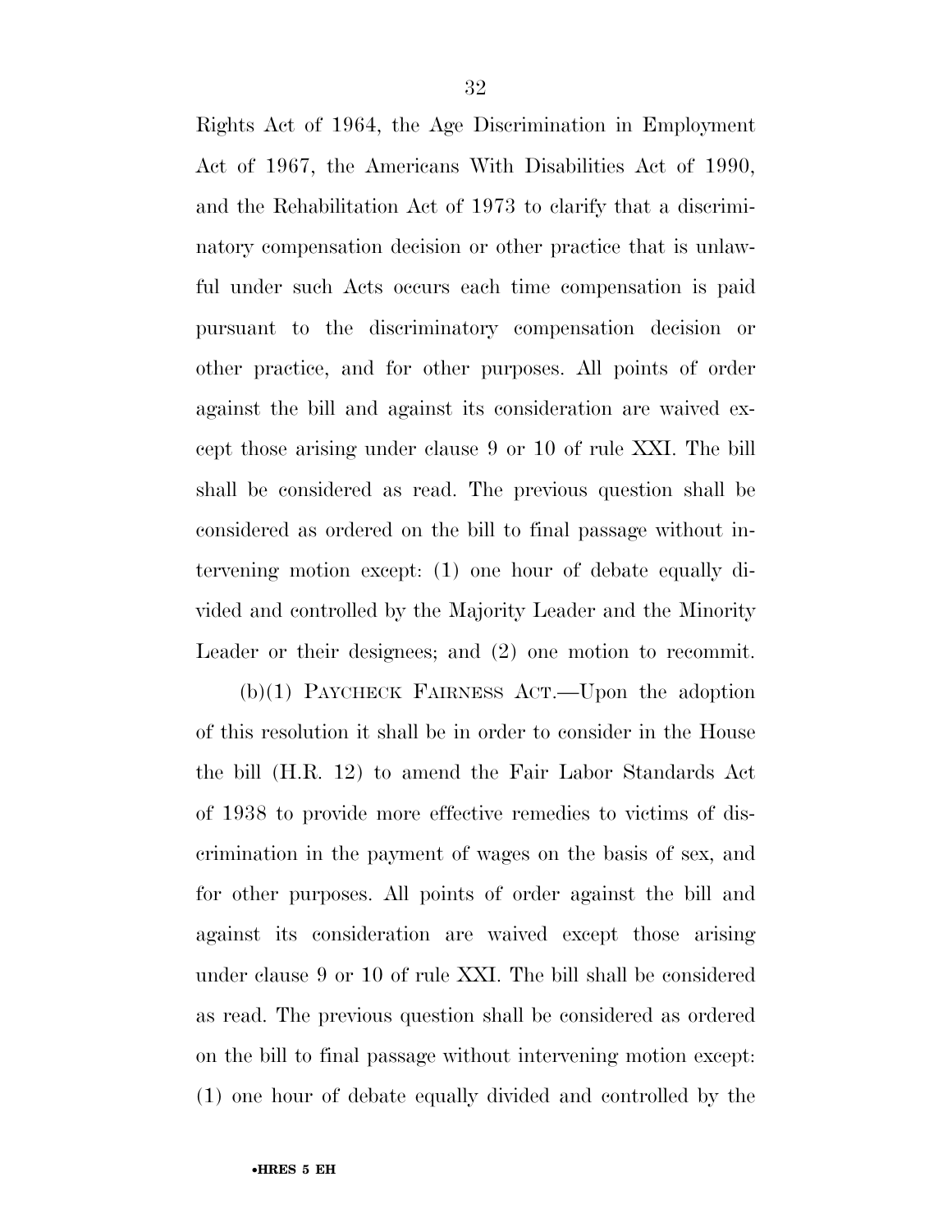Rights Act of 1964, the Age Discrimination in Employment Act of 1967, the Americans With Disabilities Act of 1990, and the Rehabilitation Act of 1973 to clarify that a discriminatory compensation decision or other practice that is unlawful under such Acts occurs each time compensation is paid pursuant to the discriminatory compensation decision or other practice, and for other purposes. All points of order against the bill and against its consideration are waived except those arising under clause 9 or 10 of rule XXI. The bill shall be considered as read. The previous question shall be considered as ordered on the bill to final passage without intervening motion except: (1) one hour of debate equally divided and controlled by the Majority Leader and the Minority Leader or their designees; and (2) one motion to recommit.

(b)(1) PAYCHECK FAIRNESS ACT.—Upon the adoption of this resolution it shall be in order to consider in the House the bill (H.R. 12) to amend the Fair Labor Standards Act of 1938 to provide more effective remedies to victims of discrimination in the payment of wages on the basis of sex, and for other purposes. All points of order against the bill and against its consideration are waived except those arising under clause 9 or 10 of rule XXI. The bill shall be considered as read. The previous question shall be considered as ordered on the bill to final passage without intervening motion except: (1) one hour of debate equally divided and controlled by the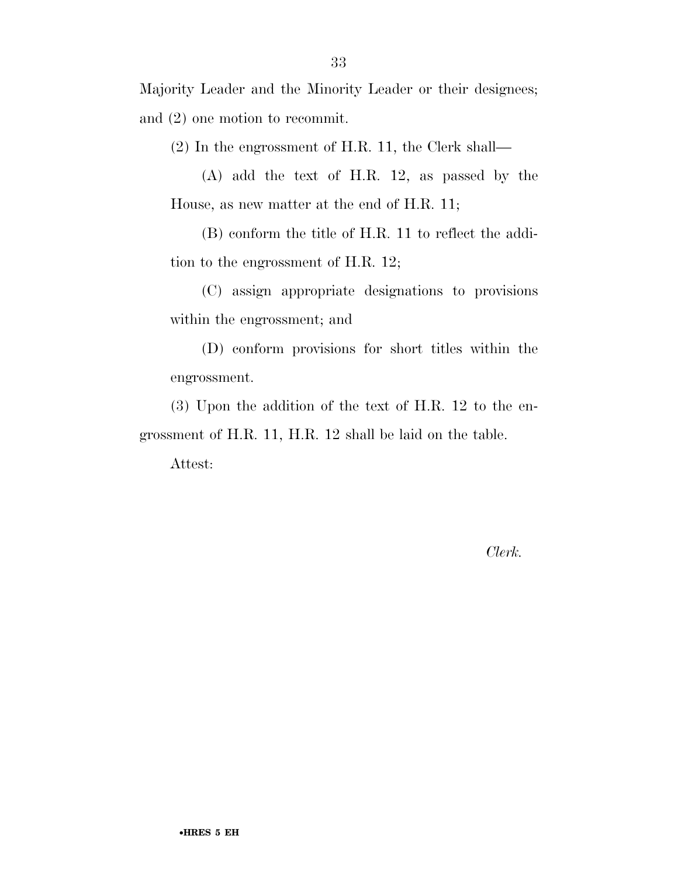Majority Leader and the Minority Leader or their designees; and (2) one motion to recommit.

(2) In the engrossment of H.R. 11, the Clerk shall—

(A) add the text of H.R. 12, as passed by the House, as new matter at the end of H.R. 11;

(B) conform the title of H.R. 11 to reflect the addition to the engrossment of H.R. 12;

(C) assign appropriate designations to provisions within the engrossment; and

(D) conform provisions for short titles within the engrossment.

(3) Upon the addition of the text of H.R. 12 to the engrossment of H.R. 11, H.R. 12 shall be laid on the table.

Attest:

*Clerk.*